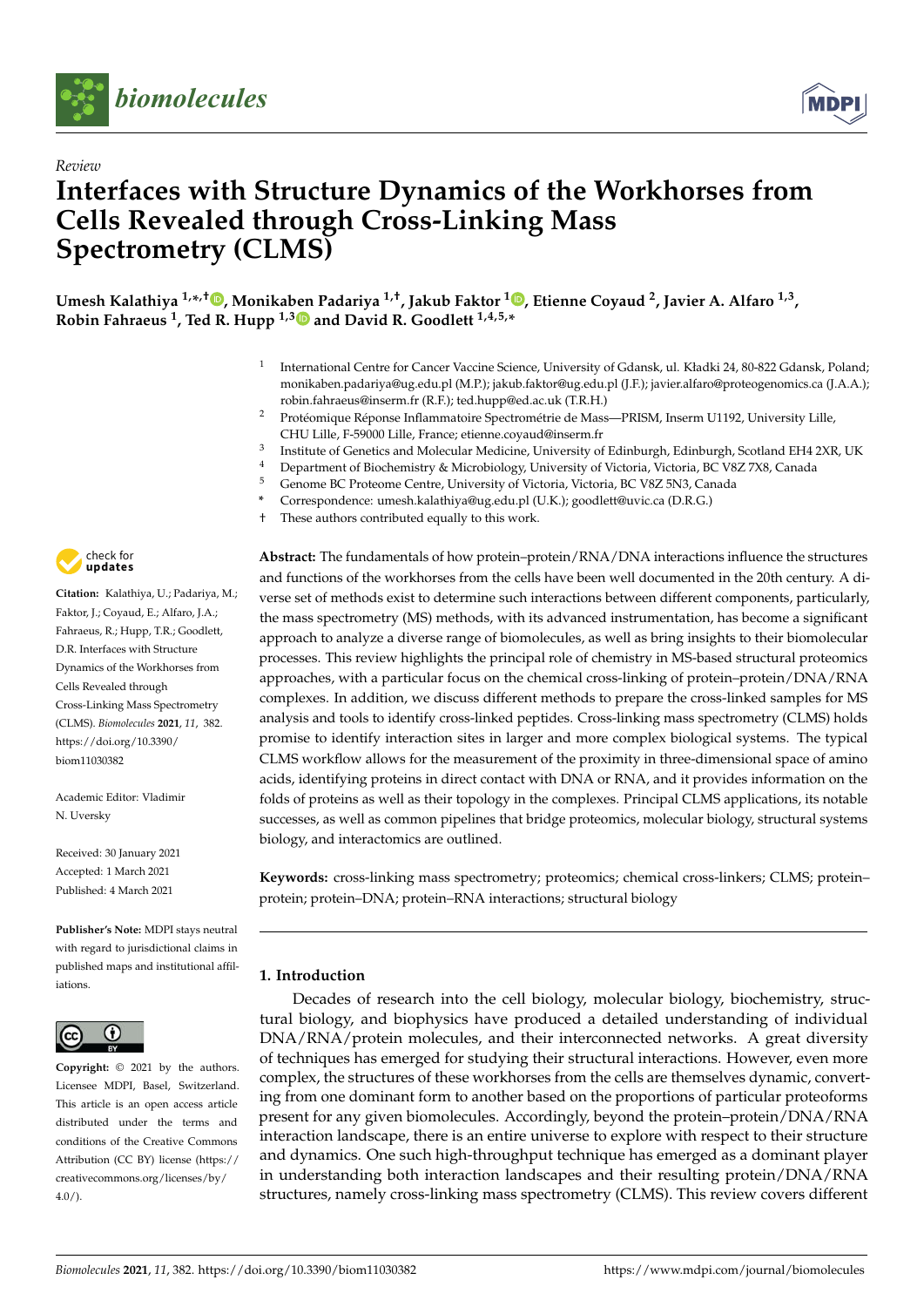*Review*

# Interfaces with Structure Dynamics of the Workhorses from Cells Revealed through Cross-Linking Mass Spectrometry (CLMS)

**Umesh Kalathiya [1,*,†], Monikaben Padariya [1,†], Jakub Faktor [1], Etienne Coyaud [2], Javier A. Alfaro [1,3], Robin Fahraeus [1], Ted R. Hupp [1,3] and David R. Goodlett [1,4,5,*]**

[1] International Centre for Cancer Vaccine Science, University of Gdansk, ul. Kładki 24, 80-822 Gdansk, Poland; monikaben.padariya@ug.edu.pl (M.P.); jakub.faktor@ug.edu.pl (J.F.); javier.alfaro@proteogenomics.ca (J.A.A.); robin.fahraeus@inserm.fr (R.F.); ted.hupp@ed.ac.uk (T.R.H.)

[2] Protéomique Réponse Inflammatoire Spectrométrie de Mass—PRISM, Inserm U1192, University Lille, CHU Lille, F-59000 Lille, France; etienne.coyaud@inserm.fr

[3] Institute of Genetics and Molecular Medicine, University of Edinburgh, Edinburgh, Scotland EH4 2XR, UK

[4] Department of Biochemistry & Microbiology, University of Victoria, Victoria, BC V8Z 7X8, Canada

[5] Genome BC Proteome Centre, University of Victoria, Victoria, BC V8Z 5N3, Canada

\* Correspondence: umesh.kalathiya@ug.edu.pl (U.K.); goodlett@uvic.ca (D.R.G.)

† These authors contributed equally to this work.

**Citation:** Kalathiya, U.; Padariya, M.; Faktor, J.; Coyaud, E.; Alfaro, J.A.; Fahraeus, R.; Hupp, T.R.; Goodlett, D.R. Interfaces with Structure Dynamics of the Workhorses from Cells Revealed through Cross-Linking Mass Spectrometry (CLMS). *Biomolecules* **2021**, *11*, 382. https://doi.org/10.3390/biom11030382

Academic Editor: Vladimir N. Uversky

Received: 30 January 2021
Accepted: 1 March 2021
Published: 4 March 2021

**Publisher's Note:** MDPI stays neutral with regard to jurisdictional claims in published maps and institutional affiliations.

**Copyright:** © 2021 by the authors. Licensee MDPI, Basel, Switzerland. This article is an open access article distributed under the terms and conditions of the Creative Commons Attribution (CC BY) license (https://creativecommons.org/licenses/by/4.0/).

**Abstract:** The fundamentals of how protein–protein/RNA/DNA interactions influence the structures and functions of the workhorses from the cells have been well documented in the 20th century. A diverse set of methods exist to determine such interactions between different components, particularly, the mass spectrometry (MS) methods, with its advanced instrumentation, has become a significant approach to analyze a diverse range of biomolecules, as well as bring insights to their biomolecular processes. This review highlights the principal role of chemistry in MS-based structural proteomics approaches, with a particular focus on the chemical cross-linking of protein–protein/DNA/RNA complexes. In addition, we discuss different methods to prepare the cross-linked samples for MS analysis and tools to identify cross-linked peptides. Cross-linking mass spectrometry (CLMS) holds promise to identify interaction sites in larger and more complex biological systems. The typical CLMS workflow allows for the measurement of the proximity in three-dimensional space of amino acids, identifying proteins in direct contact with DNA or RNA, and it provides information on the folds of proteins as well as their topology in the complexes. Principal CLMS applications, its notable successes, as well as common pipelines that bridge proteomics, molecular biology, structural systems biology, and interactomics are outlined.

**Keywords:** cross-linking mass spectrometry; proteomics; chemical cross-linkers; CLMS; protein–protein; protein–DNA; protein–RNA interactions; structural biology

## 1. Introduction

Decades of research into the cell biology, molecular biology, biochemistry, structural biology, and biophysics have produced a detailed understanding of individual DNA/RNA/protein molecules, and their interconnected networks. A great diversity of techniques has emerged for studying their structural interactions. However, even more complex, the structures of these workhorses from the cells are themselves dynamic, converting from one dominant form to another based on the proportions of particular proteoforms present for any given biomolecules. Accordingly, beyond the protein–protein/DNA/RNA interaction landscape, there is an entire universe to explore with respect to their structure and dynamics. One such high-throughput technique has emerged as a dominant player in understanding both interaction landscapes and their resulting protein/DNA/RNA structures, namely cross-linking mass spectrometry (CLMS). This review covers different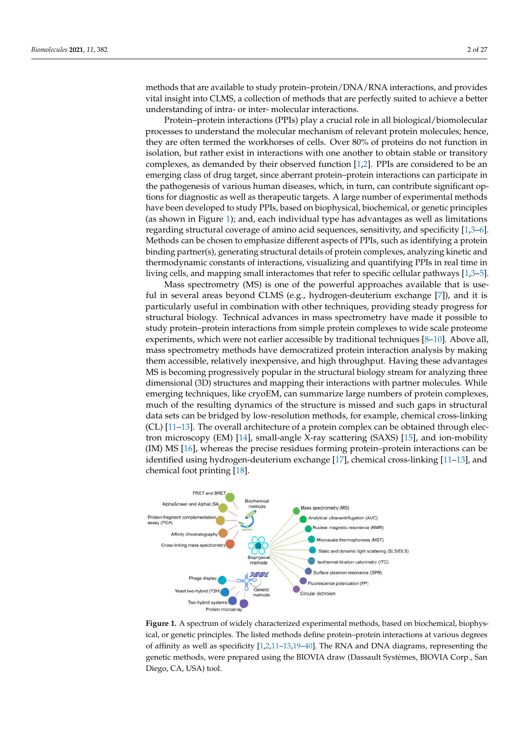methods that are available to study protein–protein/DNA/RNA interactions, and provides vital insight into CLMS, a collection of methods that are perfectly suited to achieve a better understanding of intra- or inter- molecular interactions.

Protein–protein interactions (PPIs) play a crucial role in all biological/biomolecular processes to understand the molecular mechanism of relevant protein molecules; hence, they are often termed the workhorses of cells. Over 80% of proteins do not function in isolation, but rather exist in interactions with one another to obtain stable or transitory complexes, as demanded by their observed function [1,2]. PPIs are considered to be an emerging class of drug target, since aberrant protein–protein interactions can participate in the pathogenesis of various human diseases, which, in turn, can contribute significant options for diagnostic as well as therapeutic targets. A large number of experimental methods have been developed to study PPIs, based on biophysical, biochemical, or genetic principles (as shown in Figure 1); and, each individual type has advantages as well as limitations regarding structural coverage of amino acid sequences, sensitivity, and specificity [1,3–6]. Methods can be chosen to emphasize different aspects of PPIs, such as identifying a protein binding partner(s), generating structural details of protein complexes, analyzing kinetic and thermodynamic constants of interactions, visualizing and quantifying PPIs in real time in living cells, and mapping small interactomes that refer to specific cellular pathways [1,3–5].

Mass spectrometry (MS) is one of the powerful approaches available that is useful in several areas beyond CLMS (e.g., hydrogen-deuterium exchange [7]), and it is particularly useful in combination with other techniques, providing steady progress for structural biology. Technical advances in mass spectrometry have made it possible to study protein–protein interactions from simple protein complexes to wide scale proteome experiments, which were not earlier accessible by traditional techniques [8–10]. Above all, mass spectrometry methods have democratized protein interaction analysis by making them accessible, relatively inexpensive, and high throughput. Having these advantages MS is becoming progressively popular in the structural biology stream for analyzing three dimensional (3D) structures and mapping their interactions with partner molecules. While emerging techniques, like cryoEM, can summarize large numbers of protein complexes, much of the resulting dynamics of the structure is missed and such gaps in structural data sets can be bridged by low-resolution methods, for example, chemical cross-linking (CL) [11–13]. The overall architecture of a protein complex can be obtained through electron microscopy (EM) [14], small-angle X-ray scattering (SAXS) [15], and ion-mobility (IM) MS [16], whereas the precise residues forming protein–protein interactions can be identified using hydrogen-deuterium exchange [17], chemical cross-linking [11–13], and chemical foot printing [18].

**Figure 1.** A spectrum of widely characterized experimental methods, based on biochemical, biophysical, or genetic principles. The listed methods define protein–protein interactions at various degrees of affinity as well as specificity [1,2,11–13,19–40]. The RNA and DNA diagrams, representing the genetic methods, were prepared using the BIOVIA draw (Dassault Systèmes, BIOVIA Corp., San Diego, CA, USA) tool.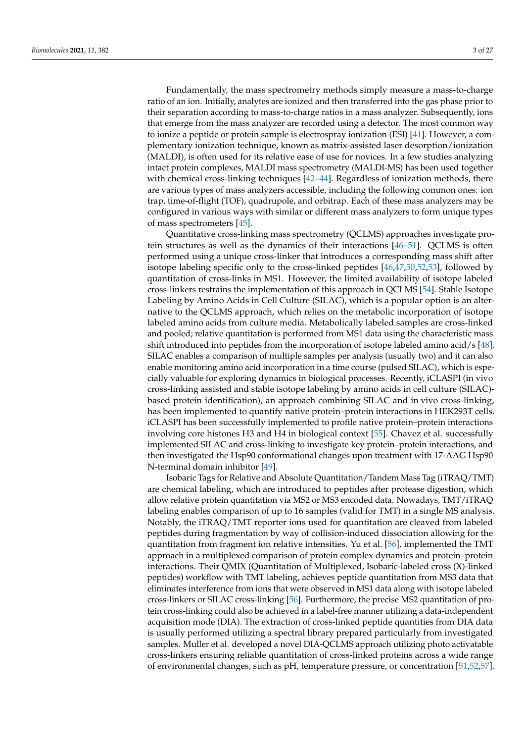Fundamentally, the mass spectrometry methods simply measure a mass-to-charge ratio of an ion. Initially, analytes are ionized and then transferred into the gas phase prior to their separation according to mass-to-charge ratios in a mass analyzer. Subsequently, ions that emerge from the mass analyzer are recorded using a detector. The most common way to ionize a peptide or protein sample is electrospray ionization (ESI) [41]. However, a complementary ionization technique, known as matrix-assisted laser desorption/ionization (MALDI), is often used for its relative ease of use for novices. In a few studies analyzing intact protein complexes, MALDI mass spectrometry (MALDI-MS) has been used together with chemical cross-linking techniques [42–44]. Regardless of ionization methods, there are various types of mass analyzers accessible, including the following common ones: ion trap, time-of-flight (TOF), quadrupole, and orbitrap. Each of these mass analyzers may be configured in various ways with similar or different mass analyzers to form unique types of mass spectrometers [45].

Quantitative cross-linking mass spectrometry (QCLMS) approaches investigate protein structures as well as the dynamics of their interactions [46–51]. QCLMS is often performed using a unique cross-linker that introduces a corresponding mass shift after isotope labeling specific only to the cross-linked peptides [46,47,50,52,53], followed by quantitation of cross-links in MS1. However, the limited availability of isotope labeled cross-linkers restrains the implementation of this approach in QCLMS [54]. Stable Isotope Labeling by Amino Acids in Cell Culture (SILAC), which is a popular option is an alternative to the QCLMS approach, which relies on the metabolic incorporation of isotope labeled amino acids from culture media. Metabolically labeled samples are cross-linked and pooled; relative quantitation is performed from MS1 data using the characteristic mass shift introduced into peptides from the incorporation of isotope labeled amino acid/s [48]. SILAC enables a comparison of multiple samples per analysis (usually two) and it can also enable monitoring amino acid incorporation in a time course (pulsed SILAC), which is especially valuable for exploring dynamics in biological processes. Recently, iCLASPI (in vivo cross-linking assisted and stable isotope labeling by amino acids in cell culture (SILAC)-based protein identification), an approach combining SILAC and in vivo cross-linking, has been implemented to quantify native protein–protein interactions in HEK293T cells. iCLASPI has been successfully implemented to profile native protein–protein interactions involving core histones H3 and H4 in biological context [55]. Chavez et al. successfully implemented SILAC and cross-linking to investigate key protein–protein interactions, and then investigated the Hsp90 conformational changes upon treatment with 17-AAG Hsp90 N-terminal domain inhibitor [49].

Isobaric Tags for Relative and Absolute Quantitation/Tandem Mass Tag (iTRAQ/TMT) are chemical labeling, which are introduced to peptides after protease digestion, which allow relative protein quantitation via MS2 or MS3 encoded data. Nowadays, TMT/iTRAQ labeling enables comparison of up to 16 samples (valid for TMT) in a single MS analysis. Notably, the iTRAQ/TMT reporter ions used for quantitation are cleaved from labeled peptides during fragmentation by way of collision-induced dissociation allowing for the quantitation from fragment ion relative intensities. Yu et al. [56], implemented the TMT approach in a multiplexed comparison of protein complex dynamics and protein–protein interactions. Their QMIX (Quantitation of Multiplexed, Isobaric-labeled cross (X)-linked peptides) workflow with TMT labeling, achieves peptide quantitation from MS3 data that eliminates interference from ions that were observed in MS1 data along with isotope labeled cross-linkers or SILAC cross-linking [56]. Furthermore, the precise MS2 quantitation of protein cross-linking could also be achieved in a label-free manner utilizing a data-independent acquisition mode (DIA). The extraction of cross-linked peptide quantities from DIA data is usually performed utilizing a spectral library prepared particularly from investigated samples. Muller et al. developed a novel DIA-QCLMS approach utilizing photo activatable cross-linkers ensuring reliable quantitation of cross-linked proteins across a wide range of environmental changes, such as pH, temperature pressure, or concentration [51,52,57].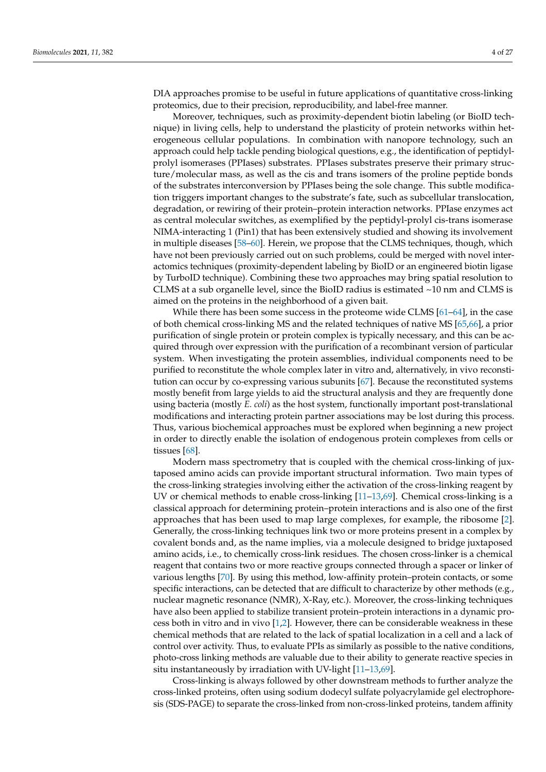DIA approaches promise to be useful in future applications of quantitative cross-linking proteomics, due to their precision, reproducibility, and label-free manner.

Moreover, techniques, such as proximity-dependent biotin labeling (or BioID technique) in living cells, help to understand the plasticity of protein networks within heterogeneous cellular populations. In combination with nanopore technology, such an approach could help tackle pending biological questions, e.g., the identification of peptidyl-prolyl isomerases (PPIases) substrates. PPIases substrates preserve their primary structure/molecular mass, as well as the cis and trans isomers of the proline peptide bonds of the substrates interconversion by PPIases being the sole change. This subtle modification triggers important changes to the substrate's fate, such as subcellular translocation, degradation, or rewiring of their protein–protein interaction networks. PPIase enzymes act as central molecular switches, as exemplified by the peptidyl-prolyl cis-trans isomerase NIMA-interacting 1 (Pin1) that has been extensively studied and showing its involvement in multiple diseases [58–60]. Herein, we propose that the CLMS techniques, though, which have not been previously carried out on such problems, could be merged with novel interactomics techniques (proximity-dependent labeling by BioID or an engineered biotin ligase by TurboID technique). Combining these two approaches may bring spatial resolution to CLMS at a sub organelle level, since the BioID radius is estimated ~10 nm and CLMS is aimed on the proteins in the neighborhood of a given bait.

While there has been some success in the proteome wide CLMS [61–64], in the case of both chemical cross-linking MS and the related techniques of native MS [65,66], a prior purification of single protein or protein complex is typically necessary, and this can be acquired through over expression with the purification of a recombinant version of particular system. When investigating the protein assemblies, individual components need to be purified to reconstitute the whole complex later in vitro and, alternatively, in vivo reconstitution can occur by co-expressing various subunits [67]. Because the reconstituted systems mostly benefit from large yields to aid the structural analysis and they are frequently done using bacteria (mostly *E. coli*) as the host system, functionally important post-translational modifications and interacting protein partner associations may be lost during this process. Thus, various biochemical approaches must be explored when beginning a new project in order to directly enable the isolation of endogenous protein complexes from cells or tissues [68].

Modern mass spectrometry that is coupled with the chemical cross-linking of juxtaposed amino acids can provide important structural information. Two main types of the cross-linking strategies involving either the activation of the cross-linking reagent by UV or chemical methods to enable cross-linking [11–13,69]. Chemical cross-linking is a classical approach for determining protein–protein interactions and is also one of the first approaches that has been used to map large complexes, for example, the ribosome [2]. Generally, the cross-linking techniques link two or more proteins present in a complex by covalent bonds and, as the name implies, via a molecule designed to bridge juxtaposed amino acids, i.e., to chemically cross-link residues. The chosen cross-linker is a chemical reagent that contains two or more reactive groups connected through a spacer or linker of various lengths [70]. By using this method, low-affinity protein–protein contacts, or some specific interactions, can be detected that are difficult to characterize by other methods (e.g., nuclear magnetic resonance (NMR), X-Ray, etc.). Moreover, the cross-linking techniques have also been applied to stabilize transient protein–protein interactions in a dynamic process both in vitro and in vivo [1,2]. However, there can be considerable weakness in these chemical methods that are related to the lack of spatial localization in a cell and a lack of control over activity. Thus, to evaluate PPIs as similarly as possible to the native conditions, photo-cross linking methods are valuable due to their ability to generate reactive species in situ instantaneously by irradiation with UV-light [11–13,69].

Cross-linking is always followed by other downstream methods to further analyze the cross-linked proteins, often using sodium dodecyl sulfate polyacrylamide gel electrophoresis (SDS-PAGE) to separate the cross-linked from non-cross-linked proteins, tandem affinity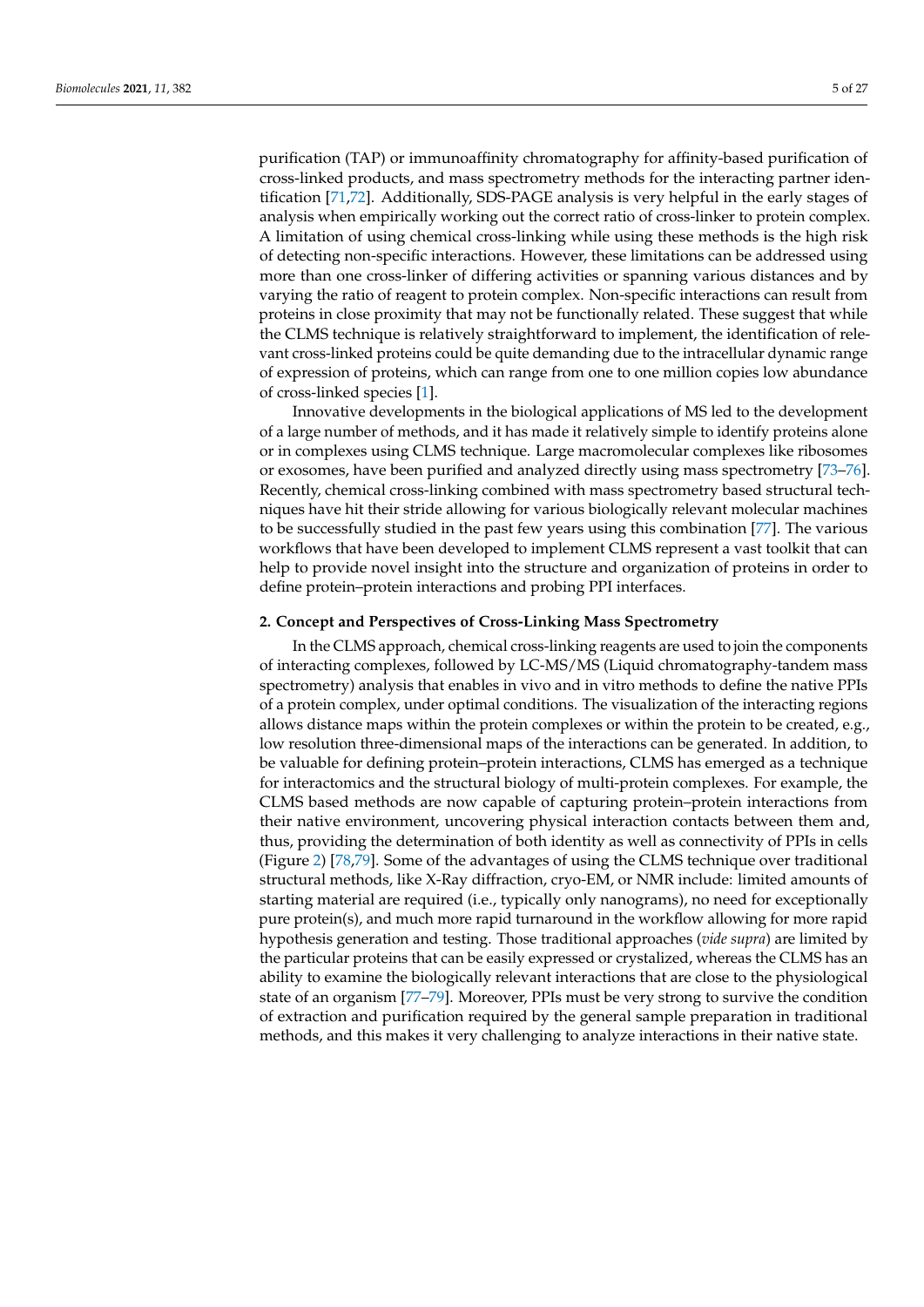purification (TAP) or immunoaffinity chromatography for affinity-based purification of cross-linked products, and mass spectrometry methods for the interacting partner identification [71,72]. Additionally, SDS-PAGE analysis is very helpful in the early stages of analysis when empirically working out the correct ratio of cross-linker to protein complex. A limitation of using chemical cross-linking while using these methods is the high risk of detecting non-specific interactions. However, these limitations can be addressed using more than one cross-linker of differing activities or spanning various distances and by varying the ratio of reagent to protein complex. Non-specific interactions can result from proteins in close proximity that may not be functionally related. These suggest that while the CLMS technique is relatively straightforward to implement, the identification of relevant cross-linked proteins could be quite demanding due to the intracellular dynamic range of expression of proteins, which can range from one to one million copies low abundance of cross-linked species [1].

Innovative developments in the biological applications of MS led to the development of a large number of methods, and it has made it relatively simple to identify proteins alone or in complexes using CLMS technique. Large macromolecular complexes like ribosomes or exosomes, have been purified and analyzed directly using mass spectrometry [73–76]. Recently, chemical cross-linking combined with mass spectrometry based structural techniques have hit their stride allowing for various biologically relevant molecular machines to be successfully studied in the past few years using this combination [77]. The various workflows that have been developed to implement CLMS represent a vast toolkit that can help to provide novel insight into the structure and organization of proteins in order to define protein–protein interactions and probing PPI interfaces.

## 2. Concept and Perspectives of Cross-Linking Mass Spectrometry

In the CLMS approach, chemical cross-linking reagents are used to join the components of interacting complexes, followed by LC-MS/MS (Liquid chromatography-tandem mass spectrometry) analysis that enables in vivo and in vitro methods to define the native PPIs of a protein complex, under optimal conditions. The visualization of the interacting regions allows distance maps within the protein complexes or within the protein to be created, e.g., low resolution three-dimensional maps of the interactions can be generated. In addition, to be valuable for defining protein–protein interactions, CLMS has emerged as a technique for interactomics and the structural biology of multi-protein complexes. For example, the CLMS based methods are now capable of capturing protein–protein interactions from their native environment, uncovering physical interaction contacts between them and, thus, providing the determination of both identity as well as connectivity of PPIs in cells (Figure 2) [78,79]. Some of the advantages of using the CLMS technique over traditional structural methods, like X-Ray diffraction, cryo-EM, or NMR include: limited amounts of starting material are required (i.e., typically only nanograms), no need for exceptionally pure protein(s), and much more rapid turnaround in the workflow allowing for more rapid hypothesis generation and testing. Those traditional approaches (*vide supra*) are limited by the particular proteins that can be easily expressed or crystalized, whereas the CLMS has an ability to examine the biologically relevant interactions that are close to the physiological state of an organism [77–79]. Moreover, PPIs must be very strong to survive the condition of extraction and purification required by the general sample preparation in traditional methods, and this makes it very challenging to analyze interactions in their native state.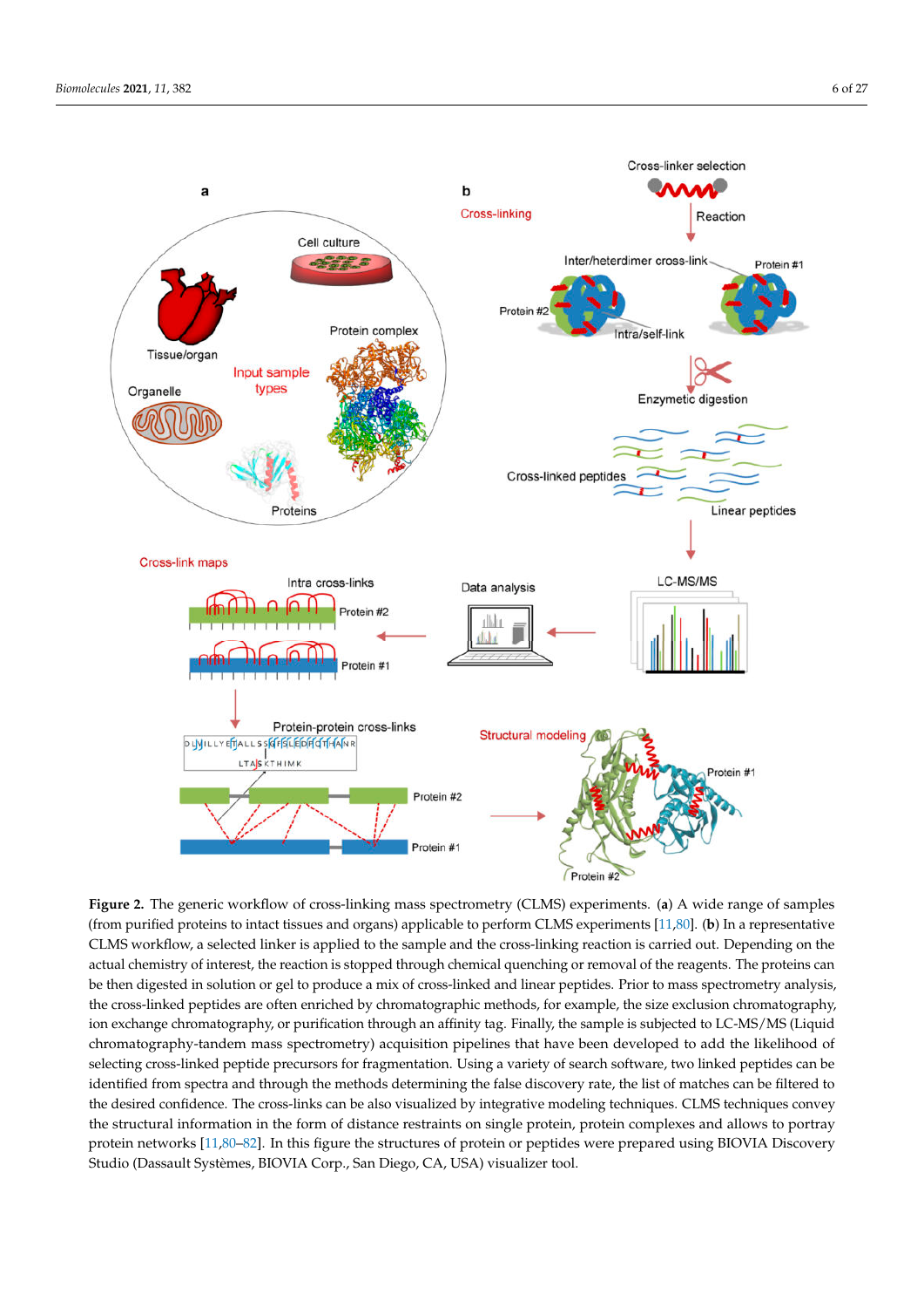**Figure 2.** The generic workflow of cross-linking mass spectrometry (CLMS) experiments. (**a**) A wide range of samples (from purified proteins to intact tissues and organs) applicable to perform CLMS experiments [11,80]. (**b**) In a representative CLMS workflow, a selected linker is applied to the sample and the cross-linking reaction is carried out. Depending on the actual chemistry of interest, the reaction is stopped through chemical quenching or removal of the reagents. The proteins can be then digested in solution or gel to produce a mix of cross-linked and linear peptides. Prior to mass spectrometry analysis, the cross-linked peptides are often enriched by chromatographic methods, for example, the size exclusion chromatography, ion exchange chromatography, or purification through an affinity tag. Finally, the sample is subjected to LC-MS/MS (Liquid chromatography-tandem mass spectrometry) acquisition pipelines that have been developed to add the likelihood of selecting cross-linked peptide precursors for fragmentation. Using a variety of search software, two linked peptides can be identified from spectra and through the methods determining the false discovery rate, the list of matches can be filtered to the desired confidence. The cross-links can be also visualized by integrative modeling techniques. CLMS techniques convey the structural information in the form of distance restraints on single protein, protein complexes and allows to portray protein networks [11,80–82]. In this figure the structures of protein or peptides were prepared using BIOVIA Discovery Studio (Dassault Systèmes, BIOVIA Corp., San Diego, CA, USA) visualizer tool.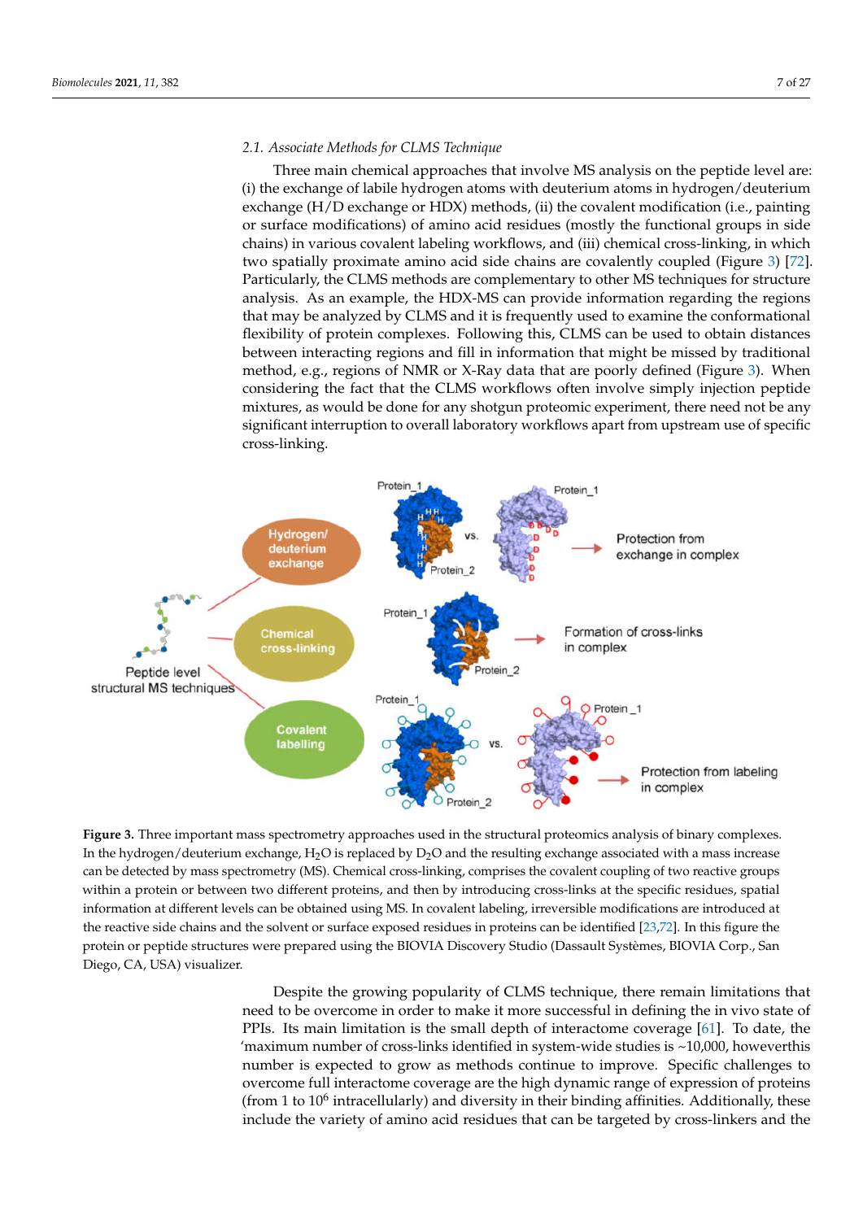### 2.1. Associate Methods for CLMS Technique

Three main chemical approaches that involve MS analysis on the peptide level are: (i) the exchange of labile hydrogen atoms with deuterium atoms in hydrogen/deuterium exchange (H/D exchange or HDX) methods, (ii) the covalent modification (i.e., painting or surface modifications) of amino acid residues (mostly the functional groups in side chains) in various covalent labeling workflows, and (iii) chemical cross-linking, in which two spatially proximate amino acid side chains are covalently coupled (Figure 3) [72]. Particularly, the CLMS methods are complementary to other MS techniques for structure analysis. As an example, the HDX-MS can provide information regarding the regions that may be analyzed by CLMS and it is frequently used to examine the conformational flexibility of protein complexes. Following this, CLMS can be used to obtain distances between interacting regions and fill in information that might be missed by traditional method, e.g., regions of NMR or X-Ray data that are poorly defined (Figure 3). When considering the fact that the CLMS workflows often involve simply injection peptide mixtures, as would be done for any shotgun proteomic experiment, there need not be any significant interruption to overall laboratory workflows apart from upstream use of specific cross-linking.

**Figure 3.** Three important mass spectrometry approaches used in the structural proteomics analysis of binary complexes. In the hydrogen/deuterium exchange, $H_2O$ is replaced by $D_2O$ and the resulting exchange associated with a mass increase can be detected by mass spectrometry (MS). Chemical cross-linking, comprises the covalent coupling of two reactive groups within a protein or between two different proteins, and then by introducing cross-links at the specific residues, spatial information at different levels can be obtained using MS. In covalent labeling, irreversible modifications are introduced at the reactive side chains and the solvent or surface exposed residues in proteins can be identified [23,72]. In this figure the protein or peptide structures were prepared using the BIOVIA Discovery Studio (Dassault Systèmes, BIOVIA Corp., San Diego, CA, USA) visualizer.

Despite the growing popularity of CLMS technique, there remain limitations that need to be overcome in order to make it more successful in defining the in vivo state of PPIs. Its main limitation is the small depth of interactome coverage [61]. To date, the 'maximum number of cross-links identified in system-wide studies is ~10,000, howeverthis number is expected to grow as methods continue to improve. Specific challenges to overcome full interactome coverage are the high dynamic range of expression of proteins (from 1 to $10^6$ intracellularly) and diversity in their binding affinities. Additionally, these include the variety of amino acid residues that can be targeted by cross-linkers and the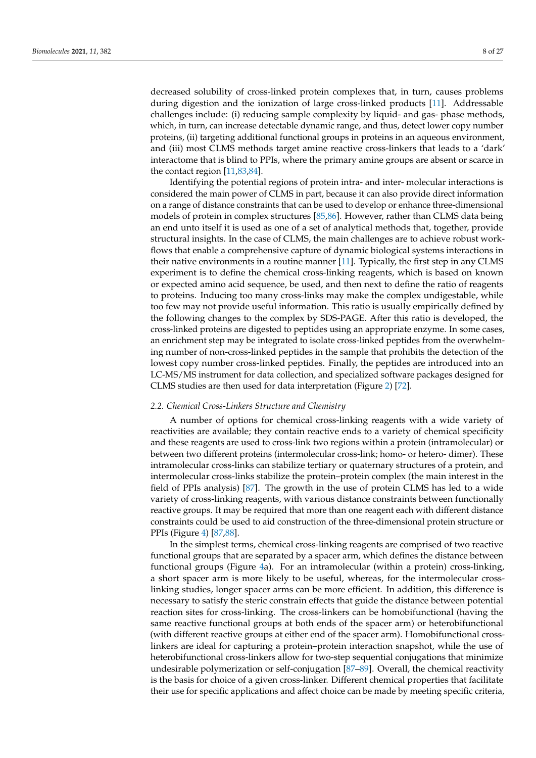decreased solubility of cross-linked protein complexes that, in turn, causes problems during digestion and the ionization of large cross-linked products [11]. Addressable challenges include: (i) reducing sample complexity by liquid- and gas- phase methods, which, in turn, can increase detectable dynamic range, and thus, detect lower copy number proteins, (ii) targeting additional functional groups in proteins in an aqueous environment, and (iii) most CLMS methods target amine reactive cross-linkers that leads to a 'dark' interactome that is blind to PPIs, where the primary amine groups are absent or scarce in the contact region [11,83,84].

Identifying the potential regions of protein intra- and inter- molecular interactions is considered the main power of CLMS in part, because it can also provide direct information on a range of distance constraints that can be used to develop or enhance three-dimensional models of protein in complex structures [85,86]. However, rather than CLMS data being an end unto itself it is used as one of a set of analytical methods that, together, provide structural insights. In the case of CLMS, the main challenges are to achieve robust workflows that enable a comprehensive capture of dynamic biological systems interactions in their native environments in a routine manner [11]. Typically, the first step in any CLMS experiment is to define the chemical cross-linking reagents, which is based on known or expected amino acid sequence, be used, and then next to define the ratio of reagents to proteins. Inducing too many cross-links may make the complex undigestable, while too few may not provide useful information. This ratio is usually empirically defined by the following changes to the complex by SDS-PAGE. After this ratio is developed, the cross-linked proteins are digested to peptides using an appropriate enzyme. In some cases, an enrichment step may be integrated to isolate cross-linked peptides from the overwhelming number of non-cross-linked peptides in the sample that prohibits the detection of the lowest copy number cross-linked peptides. Finally, the peptides are introduced into an LC-MS/MS instrument for data collection, and specialized software packages designed for CLMS studies are then used for data interpretation (Figure 2) [72].

### 2.2. Chemical Cross-Linkers Structure and Chemistry

A number of options for chemical cross-linking reagents with a wide variety of reactivities are available; they contain reactive ends to a variety of chemical specificity and these reagents are used to cross-link two regions within a protein (intramolecular) or between two different proteins (intermolecular cross-link; homo- or hetero- dimer). These intramolecular cross-links can stabilize tertiary or quaternary structures of a protein, and intermolecular cross-links stabilize the protein–protein complex (the main interest in the field of PPIs analysis) [87]. The growth in the use of protein CLMS has led to a wide variety of cross-linking reagents, with various distance constraints between functionally reactive groups. It may be required that more than one reagent each with different distance constraints could be used to aid construction of the three-dimensional protein structure or PPIs (Figure 4) [87,88].

In the simplest terms, chemical cross-linking reagents are comprised of two reactive functional groups that are separated by a spacer arm, which defines the distance between functional groups (Figure 4a). For an intramolecular (within a protein) cross-linking, a short spacer arm is more likely to be useful, whereas, for the intermolecular cross-linking studies, longer spacer arms can be more efficient. In addition, this difference is necessary to satisfy the steric constrain effects that guide the distance between potential reaction sites for cross-linking. The cross-linkers can be homobifunctional (having the same reactive functional groups at both ends of the spacer arm) or heterobifunctional (with different reactive groups at either end of the spacer arm). Homobifunctional cross-linkers are ideal for capturing a protein–protein interaction snapshot, while the use of heterobifunctional cross-linkers allow for two-step sequential conjugations that minimize undesirable polymerization or self-conjugation [87–89]. Overall, the chemical reactivity is the basis for choice of a given cross-linker. Different chemical properties that facilitate their use for specific applications and affect choice can be made by meeting specific criteria,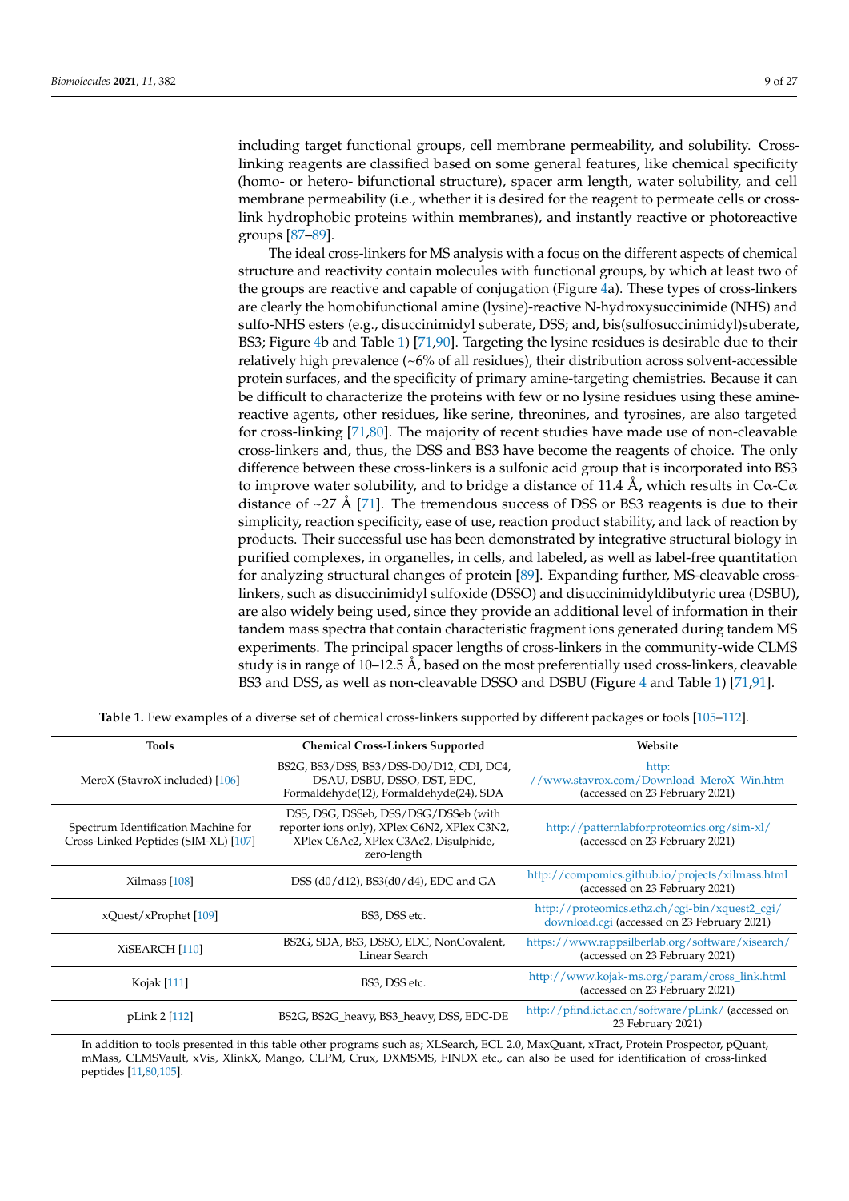including target functional groups, cell membrane permeability, and solubility. Cross-linking reagents are classified based on some general features, like chemical specificity (homo- or hetero- bifunctional structure), spacer arm length, water solubility, and cell membrane permeability (i.e., whether it is desired for the reagent to permeate cells or cross-link hydrophobic proteins within membranes), and instantly reactive or photoreactive groups [87–89].

The ideal cross-linkers for MS analysis with a focus on the different aspects of chemical structure and reactivity contain molecules with functional groups, by which at least two of the groups are reactive and capable of conjugation (Figure 4a). These types of cross-linkers are clearly the homobifunctional amine (lysine)-reactive N-hydroxysuccinimide (NHS) and sulfo-NHS esters (e.g., disuccinimidyl suberate, DSS; and, bis(sulfosuccinimidyl)suberate, BS3; Figure 4b and Table 1) [71,90]. Targeting the lysine residues is desirable due to their relatively high prevalence (~6% of all residues), their distribution across solvent-accessible protein surfaces, and the specificity of primary amine-targeting chemistries. Because it can be difficult to characterize the proteins with few or no lysine residues using these amine-reactive agents, other residues, like serine, threonines, and tyrosines, are also targeted for cross-linking [71,80]. The majority of recent studies have made use of non-cleavable cross-linkers and, thus, the DSS and BS3 have become the reagents of choice. The only difference between these cross-linkers is a sulfonic acid group that is incorporated into BS3 to improve water solubility, and to bridge a distance of 11.4 Å, which results in Cα-Cα distance of ~27 Å [71]. The tremendous success of DSS or BS3 reagents is due to their simplicity, reaction specificity, ease of use, reaction product stability, and lack of reaction by products. Their successful use has been demonstrated by integrative structural biology in purified complexes, in organelles, in cells, and labeled, as well as label-free quantitation for analyzing structural changes of protein [89]. Expanding further, MS-cleavable cross-linkers, such as disuccinimidyl sulfoxide (DSSO) and disuccinimidyldibutyric urea (DSBU), are also widely being used, since they provide an additional level of information in their tandem mass spectra that contain characteristic fragment ions generated during tandem MS experiments. The principal spacer lengths of cross-linkers in the community-wide CLMS study is in range of 10–12.5 Å, based on the most preferentially used cross-linkers, cleavable BS3 and DSS, as well as non-cleavable DSSO and DSBU (Figure 4 and Table 1) [71,91].

**Table 1.** Few examples of a diverse set of chemical cross-linkers supported by different packages or tools [105–112].

| Tools | Chemical Cross-Linkers Supported | Website |
|---|---|---|
| MeroX (StavroX included) [106] | BS2G, BS3/DSS, BS3/DSS-D0/D12, CDI, DC4, DSAU, DSBU, DSSO, DST, EDC, Formaldehyde(12), Formaldehyde(24), SDA | http://www.stavrox.com/Download_MeroX_Win.htm (accessed on 23 February 2021) |
| Spectrum Identification Machine for Cross-Linked Peptides (SIM-XL) [107] | DSS, DSG, DSSeb, DSS/DSG/DSSeb (with reporter ions only), XPlex C6N2, XPlex C3N2, XPlex C6Ac2, XPlex C3Ac2, Disulphide, zero-length | http://patternlabforproteomics.org/sim-xl/ (accessed on 23 February 2021) |
| Xilmass [108] | DSS (d0/d12), BS3(d0/d4), EDC and GA | http://compomics.github.io/projects/xilmass.html (accessed on 23 February 2021) |
| xQuest/xProphet [109] | BS3, DSS etc. | http://proteomics.ethz.ch/cgi-bin/xquest2_cgi/download.cgi (accessed on 23 February 2021) |
| XiSEARCH [110] | BS2G, SDA, BS3, DSSO, EDC, NonCovalent, Linear Search | https://www.rappsilberlab.org/software/xisearch/ (accessed on 23 February 2021) |
| Kojak [111] | BS3, DSS etc. | http://www.kojak-ms.org/param/cross_link.html (accessed on 23 February 2021) |
| pLink 2 [112] | BS2G, BS2G_heavy, BS3_heavy, DSS, EDC-DE | http://pfind.ict.ac.cn/software/pLink/ (accessed on 23 February 2021) |

In addition to tools presented in this table other programs such as; XLSearch, ECL 2.0, MaxQuant, xTract, Protein Prospector, pQuant, mMass, CLMSVault, xVis, XlinkX, Mango, CLPM, Crux, DXMSMS, FINDX etc., can also be used for identification of cross-linked peptides [11,80,105].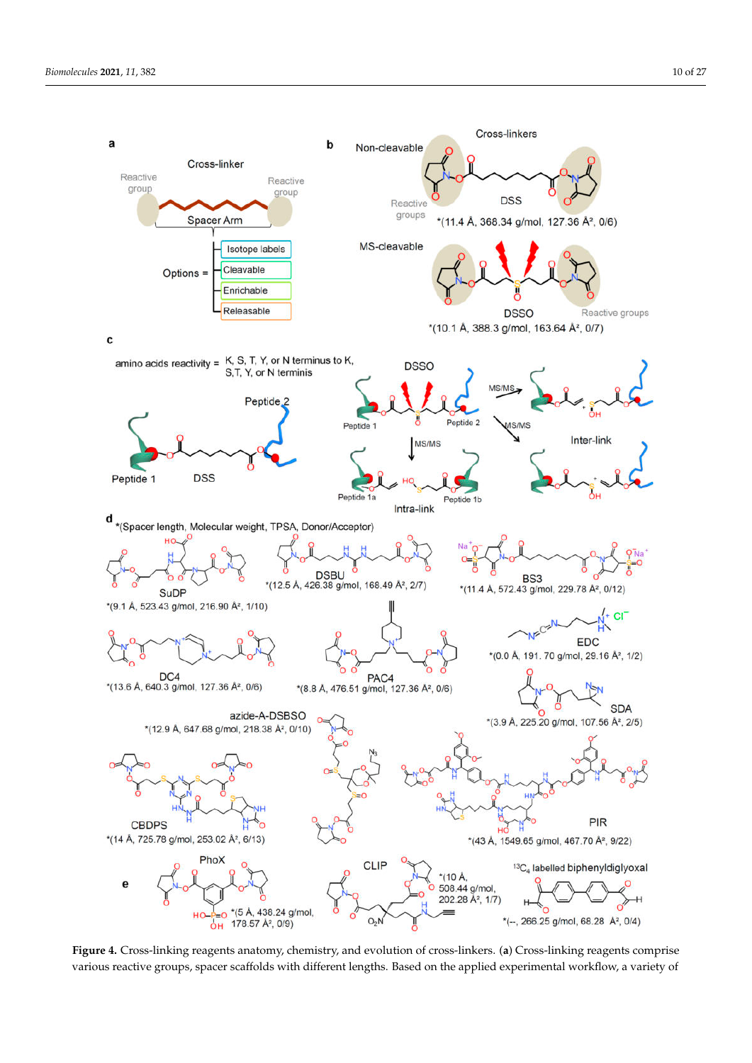**Figure 4.** Cross-linking reagents anatomy, chemistry, and evolution of cross-linkers. (**a**) Cross-linking reagents comprise various reactive groups, spacer scaffolds with different lengths. Based on the applied experimental workflow, a variety of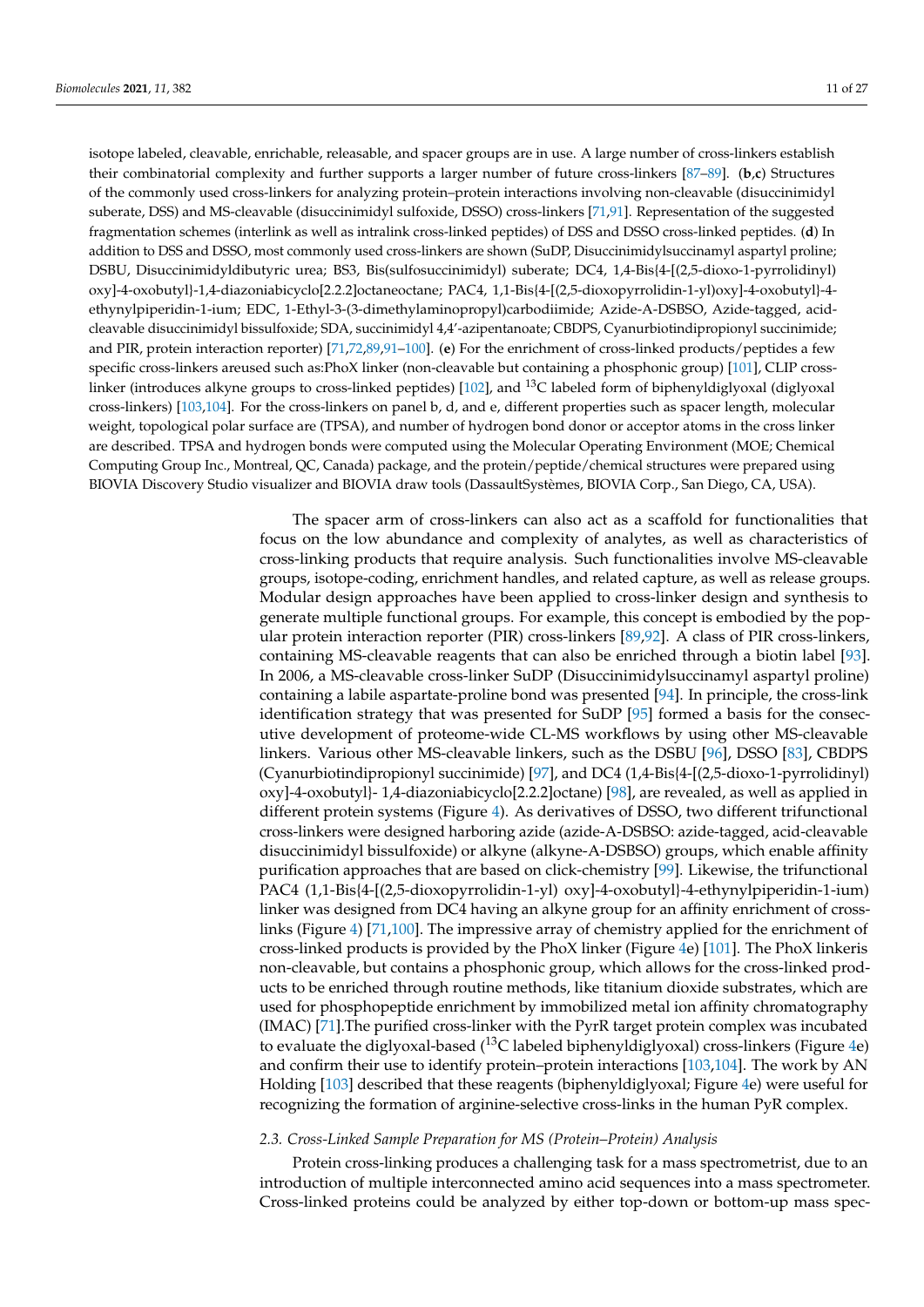isotope labeled, cleavable, enrichable, releasable, and spacer groups are in use. A large number of cross-linkers establish their combinatorial complexity and further supports a larger number of future cross-linkers [87–89]. (**b**,**c**) Structures of the commonly used cross-linkers for analyzing protein–protein interactions involving non-cleavable (disuccinimidyl suberate, DSS) and MS-cleavable (disuccinimidyl sulfoxide, DSSO) cross-linkers [71,91]. Representation of the suggested fragmentation schemes (interlink as well as intralink cross-linked peptides) of DSS and DSSO cross-linked peptides. (**d**) In addition to DSS and DSSO, most commonly used cross-linkers are shown (SuDP, Disuccinimidylsuccinamyl aspartyl proline; DSBU, Disuccinimidyldibutyric urea; BS3, Bis(sulfosuccinimidyl) suberate; DC4, 1,4-Bis{4-[(2,5-dioxo-1-pyrrolidinyl) oxy]-4-oxobutyl}-1,4-diazoniabicyclo[2.2.2]octaneoctane; PAC4, 1,1-Bis{4-[(2,5-dioxopyrrolidin-1-yl)oxy]-4-oxobutyl}-4-ethynylpiperidin-1-ium; EDC, 1-Ethyl-3-(3-dimethylaminopropyl)carbodiimide; Azide-A-DSBSO, Azide-tagged, acid-cleavable disuccinimidyl bissulfoxide; SDA, succinimidyl 4,4′-azipentanoate; CBDPS, Cyanurbiotindipropionyl succinimide; and PIR, protein interaction reporter) [71,72,89,91–100]. (**e**) For the enrichment of cross-linked products/peptides a few specific cross-linkers areused such as:PhoX linker (non-cleavable but containing a phosphonic group) [101], CLIP cross-linker (introduces alkyne groups to cross-linked peptides) [102], and $^{13}C$ labeled form of biphenyldiglyoxal (diglyoxal cross-linkers) [103,104]. For the cross-linkers on panel b, d, and e, different properties such as spacer length, molecular weight, topological polar surface are (TPSA), and number of hydrogen bond donor or acceptor atoms in the cross linker are described. TPSA and hydrogen bonds were computed using the Molecular Operating Environment (MOE; Chemical Computing Group Inc., Montreal, QC, Canada) package, and the protein/peptide/chemical structures were prepared using BIOVIA Discovery Studio visualizer and BIOVIA draw tools (DassaultSystèmes, BIOVIA Corp., San Diego, CA, USA).

The spacer arm of cross-linkers can also act as a scaffold for functionalities that focus on the low abundance and complexity of analytes, as well as characteristics of cross-linking products that require analysis. Such functionalities involve MS-cleavable groups, isotope-coding, enrichment handles, and related capture, as well as release groups. Modular design approaches have been applied to cross-linker design and synthesis to generate multiple functional groups. For example, this concept is embodied by the popular protein interaction reporter (PIR) cross-linkers [89,92]. A class of PIR cross-linkers, containing MS-cleavable reagents that can also be enriched through a biotin label [93]. In 2006, a MS-cleavable cross-linker SuDP (Disuccinimidylsuccinamyl aspartyl proline) containing a labile aspartate-proline bond was presented [94]. In principle, the cross-link identification strategy that was presented for SuDP [95] formed a basis for the consecutive development of proteome-wide CL-MS workflows by using other MS-cleavable linkers. Various other MS-cleavable linkers, such as the DSBU [96], DSSO [83], CBDPS (Cyanurbiotindipropionyl succinimide) [97], and DC4 (1,4-Bis{4-[(2,5-dioxo-1-pyrrolidinyl) oxy]-4-oxobutyl}- 1,4-diazoniabicyclo[2.2.2]octane) [98], are revealed, as well as applied in different protein systems (Figure 4). As derivatives of DSSO, two different trifunctional cross-linkers were designed harboring azide (azide-A-DSBSO: azide-tagged, acid-cleavable disuccinimidyl bissulfoxide) or alkyne (alkyne-A-DSBSO) groups, which enable affinity purification approaches that are based on click-chemistry [99]. Likewise, the trifunctional PAC4 (1,1-Bis{4-[(2,5-dioxopyrrolidin-1-yl) oxy]-4-oxobutyl}-4-ethynylpiperidin-1-ium) linker was designed from DC4 having an alkyne group for an affinity enrichment of cross-links (Figure 4) [71,100]. The impressive array of chemistry applied for the enrichment of cross-linked products is provided by the PhoX linker (Figure 4e) [101]. The PhoX linkeris non-cleavable, but contains a phosphonic group, which allows for the cross-linked products to be enriched through routine methods, like titanium dioxide substrates, which are used for phosphopeptide enrichment by immobilized metal ion affinity chromatography (IMAC) [71].The purified cross-linker with the PyrR target protein complex was incubated to evaluate the diglyoxal-based ($^{13}C$ labeled biphenyldiglyoxal) cross-linkers (Figure 4e) and confirm their use to identify protein–protein interactions [103,104]. The work by AN Holding [103] described that these reagents (biphenyldiglyoxal; Figure 4e) were useful for recognizing the formation of arginine-selective cross-links in the human PyR complex.

### *2.3. Cross-Linked Sample Preparation for MS (Protein–Protein) Analysis*

Protein cross-linking produces a challenging task for a mass spectrometrist, due to an introduction of multiple interconnected amino acid sequences into a mass spectrometer. Cross-linked proteins could be analyzed by either top-down or bottom-up mass spec-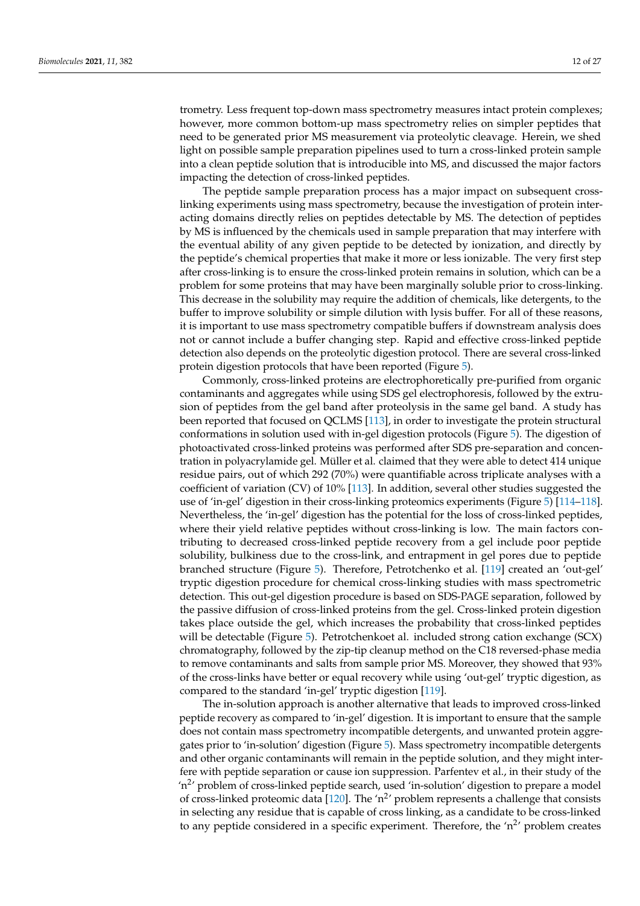trometry. Less frequent top-down mass spectrometry measures intact protein complexes; however, more common bottom-up mass spectrometry relies on simpler peptides that need to be generated prior MS measurement via proteolytic cleavage. Herein, we shed light on possible sample preparation pipelines used to turn a cross-linked protein sample into a clean peptide solution that is introducible into MS, and discussed the major factors impacting the detection of cross-linked peptides.

The peptide sample preparation process has a major impact on subsequent cross-linking experiments using mass spectrometry, because the investigation of protein interacting domains directly relies on peptides detectable by MS. The detection of peptides by MS is influenced by the chemicals used in sample preparation that may interfere with the eventual ability of any given peptide to be detected by ionization, and directly by the peptide's chemical properties that make it more or less ionizable. The very first step after cross-linking is to ensure the cross-linked protein remains in solution, which can be a problem for some proteins that may have been marginally soluble prior to cross-linking. This decrease in the solubility may require the addition of chemicals, like detergents, to the buffer to improve solubility or simple dilution with lysis buffer. For all of these reasons, it is important to use mass spectrometry compatible buffers if downstream analysis does not or cannot include a buffer changing step. Rapid and effective cross-linked peptide detection also depends on the proteolytic digestion protocol. There are several cross-linked protein digestion protocols that have been reported (Figure 5).

Commonly, cross-linked proteins are electrophoretically pre-purified from organic contaminants and aggregates while using SDS gel electrophoresis, followed by the extrusion of peptides from the gel band after proteolysis in the same gel band. A study has been reported that focused on QCLMS [113], in order to investigate the protein structural conformations in solution used with in-gel digestion protocols (Figure 5). The digestion of photoactivated cross-linked proteins was performed after SDS pre-separation and concentration in polyacrylamide gel. Müller et al. claimed that they were able to detect 414 unique residue pairs, out of which 292 (70%) were quantifiable across triplicate analyses with a coefficient of variation (CV) of 10% [113]. In addition, several other studies suggested the use of 'in-gel' digestion in their cross-linking proteomics experiments (Figure 5) [114–118]. Nevertheless, the 'in-gel' digestion has the potential for the loss of cross-linked peptides, where their yield relative peptides without cross-linking is low. The main factors contributing to decreased cross-linked peptide recovery from a gel include poor peptide solubility, bulkiness due to the cross-link, and entrapment in gel pores due to peptide branched structure (Figure 5). Therefore, Petrotchenko et al. [119] created an 'out-gel' tryptic digestion procedure for chemical cross-linking studies with mass spectrometric detection. This out-gel digestion procedure is based on SDS-PAGE separation, followed by the passive diffusion of cross-linked proteins from the gel. Cross-linked protein digestion takes place outside the gel, which increases the probability that cross-linked peptides will be detectable (Figure 5). Petrotchenkoet al. included strong cation exchange (SCX) chromatography, followed by the zip-tip cleanup method on the C18 reversed-phase media to remove contaminants and salts from sample prior MS. Moreover, they showed that 93% of the cross-links have better or equal recovery while using 'out-gel' tryptic digestion, as compared to the standard 'in-gel' tryptic digestion [119].

The in-solution approach is another alternative that leads to improved cross-linked peptide recovery as compared to 'in-gel' digestion. It is important to ensure that the sample does not contain mass spectrometry incompatible detergents, and unwanted protein aggregates prior to 'in-solution' digestion (Figure 5). Mass spectrometry incompatible detergents and other organic contaminants will remain in the peptide solution, and they might interfere with peptide separation or cause ion suppression. Parfentev et al., in their study of the '$n^2$' problem of cross-linked peptide search, used 'in-solution' digestion to prepare a model of cross-linked proteomic data [120]. The '$n^2$' problem represents a challenge that consists in selecting any residue that is capable of cross linking, as a candidate to be cross-linked to any peptide considered in a specific experiment. Therefore, the '$n^2$' problem creates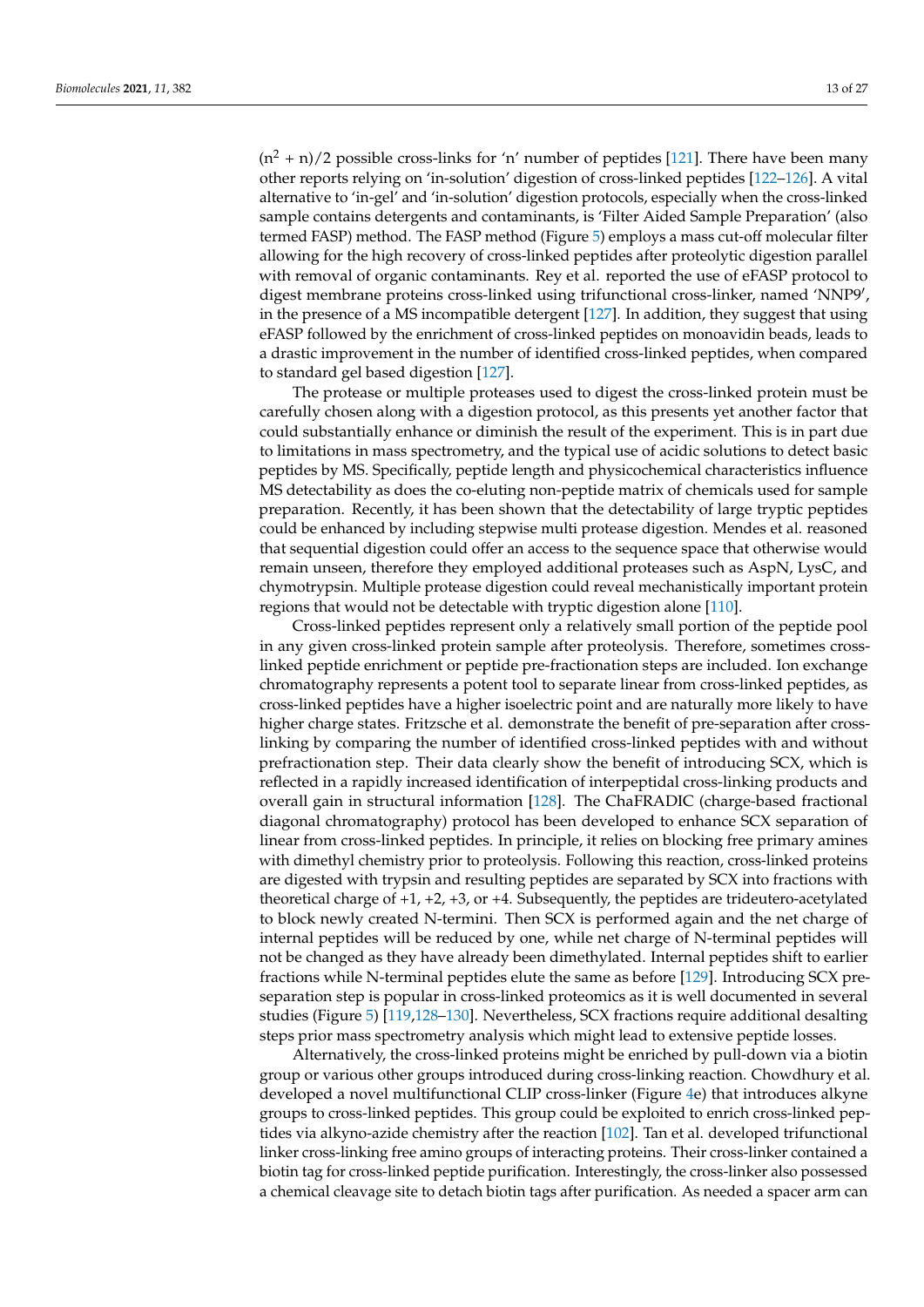$(n^2 + n)/2$ possible cross-links for 'n' number of peptides [121]. There have been many other reports relying on 'in-solution' digestion of cross-linked peptides [122–126]. A vital alternative to 'in-gel' and 'in-solution' digestion protocols, especially when the cross-linked sample contains detergents and contaminants, is 'Filter Aided Sample Preparation' (also termed FASP) method. The FASP method (Figure 5) employs a mass cut-off molecular filter allowing for the high recovery of cross-linked peptides after proteolytic digestion parallel with removal of organic contaminants. Rey et al. reported the use of eFASP protocol to digest membrane proteins cross-linked using trifunctional cross-linker, named 'NNP9', in the presence of a MS incompatible detergent [127]. In addition, they suggest that using eFASP followed by the enrichment of cross-linked peptides on monoavidin beads, leads to a drastic improvement in the number of identified cross-linked peptides, when compared to standard gel based digestion [127].

The protease or multiple proteases used to digest the cross-linked protein must be carefully chosen along with a digestion protocol, as this presents yet another factor that could substantially enhance or diminish the result of the experiment. This is in part due to limitations in mass spectrometry, and the typical use of acidic solutions to detect basic peptides by MS. Specifically, peptide length and physicochemical characteristics influence MS detectability as does the co-eluting non-peptide matrix of chemicals used for sample preparation. Recently, it has been shown that the detectability of large tryptic peptides could be enhanced by including stepwise multi protease digestion. Mendes et al. reasoned that sequential digestion could offer an access to the sequence space that otherwise would remain unseen, therefore they employed additional proteases such as AspN, LysC, and chymotrypsin. Multiple protease digestion could reveal mechanistically important protein regions that would not be detectable with tryptic digestion alone [110].

Cross-linked peptides represent only a relatively small portion of the peptide pool in any given cross-linked protein sample after proteolysis. Therefore, sometimes cross-linked peptide enrichment or peptide pre-fractionation steps are included. Ion exchange chromatography represents a potent tool to separate linear from cross-linked peptides, as cross-linked peptides have a higher isoelectric point and are naturally more likely to have higher charge states. Fritzsche et al. demonstrate the benefit of pre-separation after cross-linking by comparing the number of identified cross-linked peptides with and without prefractionation step. Their data clearly show the benefit of introducing SCX, which is reflected in a rapidly increased identification of interpeptidal cross-linking products and overall gain in structural information [128]. The ChaFRADIC (charge-based fractional diagonal chromatography) protocol has been developed to enhance SCX separation of linear from cross-linked peptides. In principle, it relies on blocking free primary amines with dimethyl chemistry prior to proteolysis. Following this reaction, cross-linked proteins are digested with trypsin and resulting peptides are separated by SCX into fractions with theoretical charge of +1, +2, +3, or +4. Subsequently, the peptides are trideutero-acetylated to block newly created N-termini. Then SCX is performed again and the net charge of internal peptides will be reduced by one, while net charge of N-terminal peptides will not be changed as they have already been dimethylated. Internal peptides shift to earlier fractions while N-terminal peptides elute the same as before [129]. Introducing SCX pre-separation step is popular in cross-linked proteomics as it is well documented in several studies (Figure 5) [119,128–130]. Nevertheless, SCX fractions require additional desalting steps prior mass spectrometry analysis which might lead to extensive peptide losses.

Alternatively, the cross-linked proteins might be enriched by pull-down via a biotin group or various other groups introduced during cross-linking reaction. Chowdhury et al. developed a novel multifunctional CLIP cross-linker (Figure 4e) that introduces alkyne groups to cross-linked peptides. This group could be exploited to enrich cross-linked peptides via alkyno-azide chemistry after the reaction [102]. Tan et al. developed trifunctional linker cross-linking free amino groups of interacting proteins. Their cross-linker contained a biotin tag for cross-linked peptide purification. Interestingly, the cross-linker also possessed a chemical cleavage site to detach biotin tags after purification. As needed a spacer arm can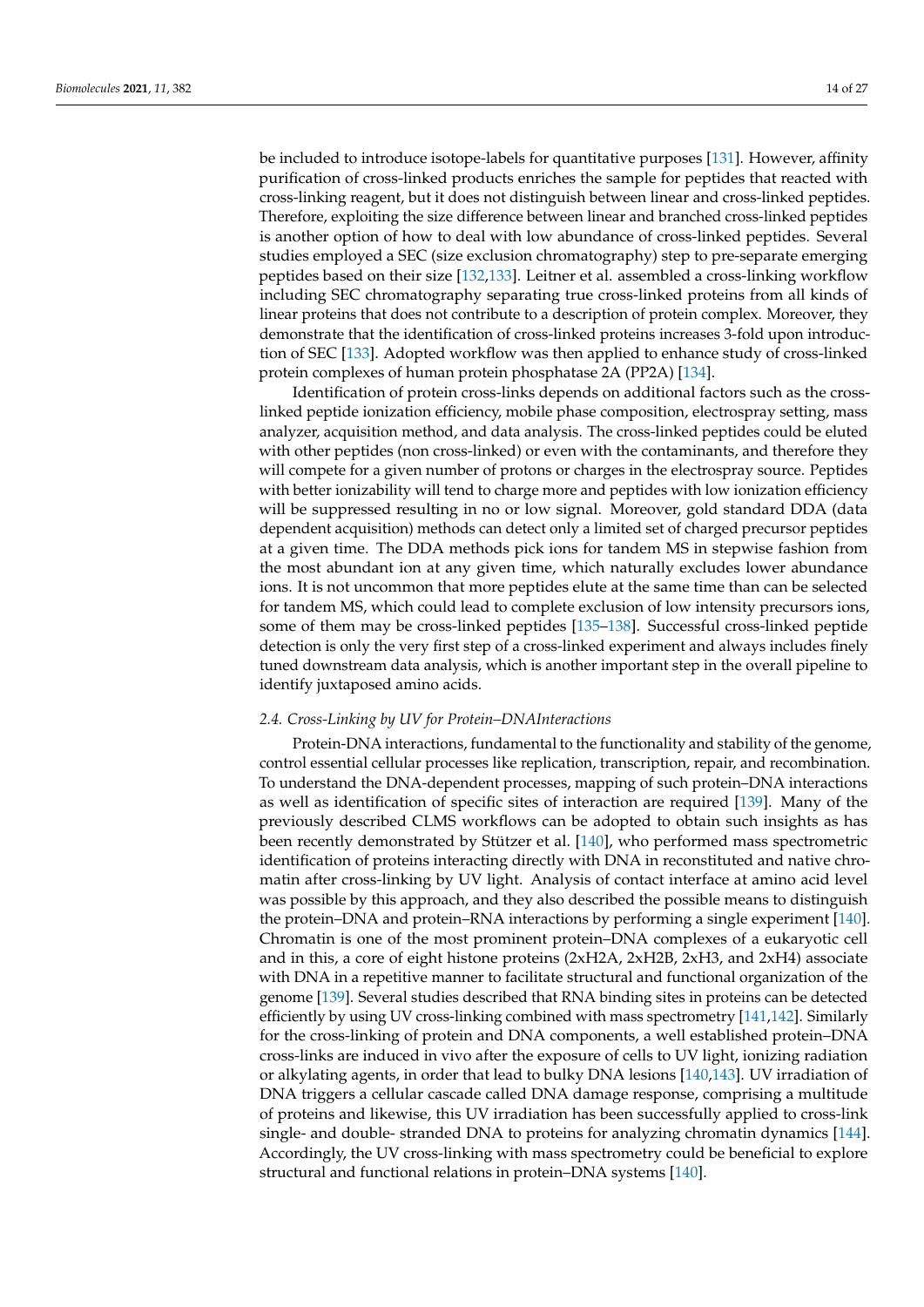be included to introduce isotope-labels for quantitative purposes [131]. However, affinity purification of cross-linked products enriches the sample for peptides that reacted with cross-linking reagent, but it does not distinguish between linear and cross-linked peptides. Therefore, exploiting the size difference between linear and branched cross-linked peptides is another option of how to deal with low abundance of cross-linked peptides. Several studies employed a SEC (size exclusion chromatography) step to pre-separate emerging peptides based on their size [132,133]. Leitner et al. assembled a cross-linking workflow including SEC chromatography separating true cross-linked proteins from all kinds of linear proteins that does not contribute to a description of protein complex. Moreover, they demonstrate that the identification of cross-linked proteins increases 3-fold upon introduction of SEC [133]. Adopted workflow was then applied to enhance study of cross-linked protein complexes of human protein phosphatase 2A (PP2A) [134].

Identification of protein cross-links depends on additional factors such as the cross-linked peptide ionization efficiency, mobile phase composition, electrospray setting, mass analyzer, acquisition method, and data analysis. The cross-linked peptides could be eluted with other peptides (non cross-linked) or even with the contaminants, and therefore they will compete for a given number of protons or charges in the electrospray source. Peptides with better ionizability will tend to charge more and peptides with low ionization efficiency will be suppressed resulting in no or low signal. Moreover, gold standard DDA (data dependent acquisition) methods can detect only a limited set of charged precursor peptides at a given time. The DDA methods pick ions for tandem MS in stepwise fashion from the most abundant ion at any given time, which naturally excludes lower abundance ions. It is not uncommon that more peptides elute at the same time than can be selected for tandem MS, which could lead to complete exclusion of low intensity precursors ions, some of them may be cross-linked peptides [135–138]. Successful cross-linked peptide detection is only the very first step of a cross-linked experiment and always includes finely tuned downstream data analysis, which is another important step in the overall pipeline to identify juxtaposed amino acids.

### *2.4. Cross-Linking by UV for Protein–DNAInteractions*

Protein-DNA interactions, fundamental to the functionality and stability of the genome, control essential cellular processes like replication, transcription, repair, and recombination. To understand the DNA-dependent processes, mapping of such protein–DNA interactions as well as identification of specific sites of interaction are required [139]. Many of the previously described CLMS workflows can be adopted to obtain such insights as has been recently demonstrated by Stützer et al. [140], who performed mass spectrometric identification of proteins interacting directly with DNA in reconstituted and native chromatin after cross-linking by UV light. Analysis of contact interface at amino acid level was possible by this approach, and they also described the possible means to distinguish the protein–DNA and protein–RNA interactions by performing a single experiment [140]. Chromatin is one of the most prominent protein–DNA complexes of a eukaryotic cell and in this, a core of eight histone proteins (2xH2A, 2xH2B, 2xH3, and 2xH4) associate with DNA in a repetitive manner to facilitate structural and functional organization of the genome [139]. Several studies described that RNA binding sites in proteins can be detected efficiently by using UV cross-linking combined with mass spectrometry [141,142]. Similarly for the cross-linking of protein and DNA components, a well established protein–DNA cross-links are induced in vivo after the exposure of cells to UV light, ionizing radiation or alkylating agents, in order that lead to bulky DNA lesions [140,143]. UV irradiation of DNA triggers a cellular cascade called DNA damage response, comprising a multitude of proteins and likewise, this UV irradiation has been successfully applied to cross-link single- and double- stranded DNA to proteins for analyzing chromatin dynamics [144]. Accordingly, the UV cross-linking with mass spectrometry could be beneficial to explore structural and functional relations in protein–DNA systems [140].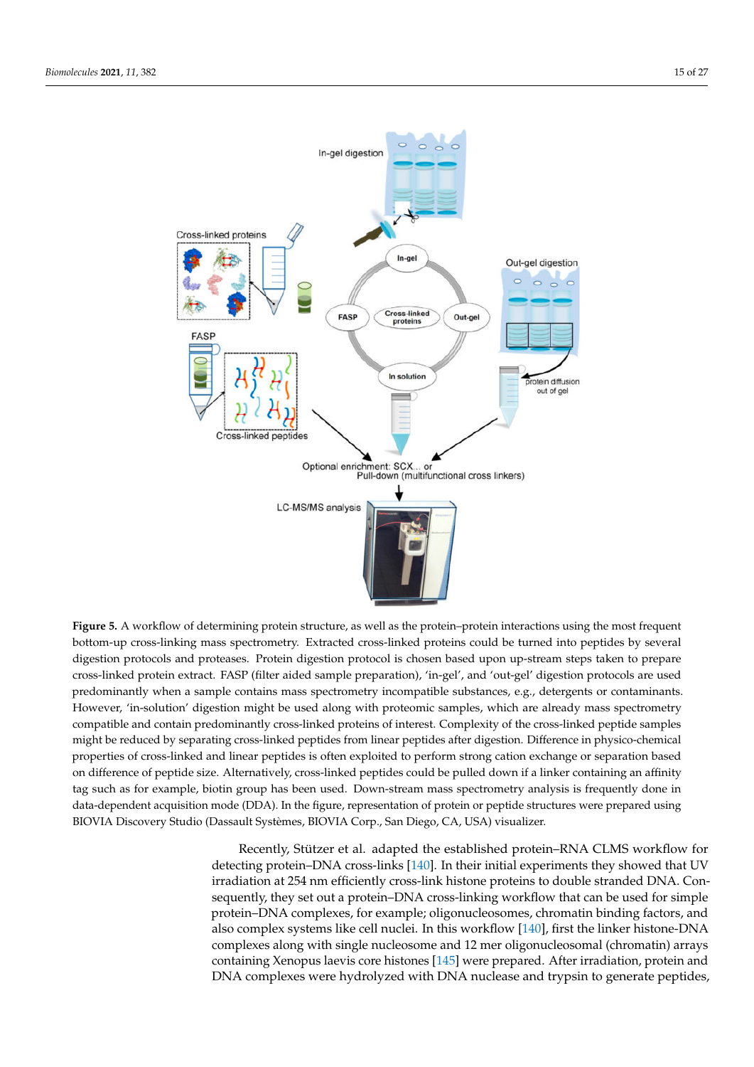**Figure 5.** A workflow of determining protein structure, as well as the protein–protein interactions using the most frequent bottom-up cross-linking mass spectrometry. Extracted cross-linked proteins could be turned into peptides by several digestion protocols and proteases. Protein digestion protocol is chosen based upon up-stream steps taken to prepare cross-linked protein extract. FASP (filter aided sample preparation), 'in-gel', and 'out-gel' digestion protocols are used predominantly when a sample contains mass spectrometry incompatible substances, e.g., detergents or contaminants. However, 'in-solution' digestion might be used along with proteomic samples, which are already mass spectrometry compatible and contain predominantly cross-linked proteins of interest. Complexity of the cross-linked peptide samples might be reduced by separating cross-linked peptides from linear peptides after digestion. Difference in physico-chemical properties of cross-linked and linear peptides is often exploited to perform strong cation exchange or separation based on difference of peptide size. Alternatively, cross-linked peptides could be pulled down if a linker containing an affinity tag such as for example, biotin group has been used. Down-stream mass spectrometry analysis is frequently done in data-dependent acquisition mode (DDA). In the figure, representation of protein or peptide structures were prepared using BIOVIA Discovery Studio (Dassault Systèmes, BIOVIA Corp., San Diego, CA, USA) visualizer.

Recently, Stützer et al. adapted the established protein–RNA CLMS workflow for detecting protein–DNA cross-links [140]. In their initial experiments they showed that UV irradiation at 254 nm efficiently cross-link histone proteins to double stranded DNA. Consequently, they set out a protein–DNA cross-linking workflow that can be used for simple protein–DNA complexes, for example; oligonucleosomes, chromatin binding factors, and also complex systems like cell nuclei. In this workflow [140], first the linker histone-DNA complexes along with single nucleosome and 12 mer oligonucleosomal (chromatin) arrays containing Xenopus laevis core histones [145] were prepared. After irradiation, protein and DNA complexes were hydrolyzed with DNA nuclease and trypsin to generate peptides,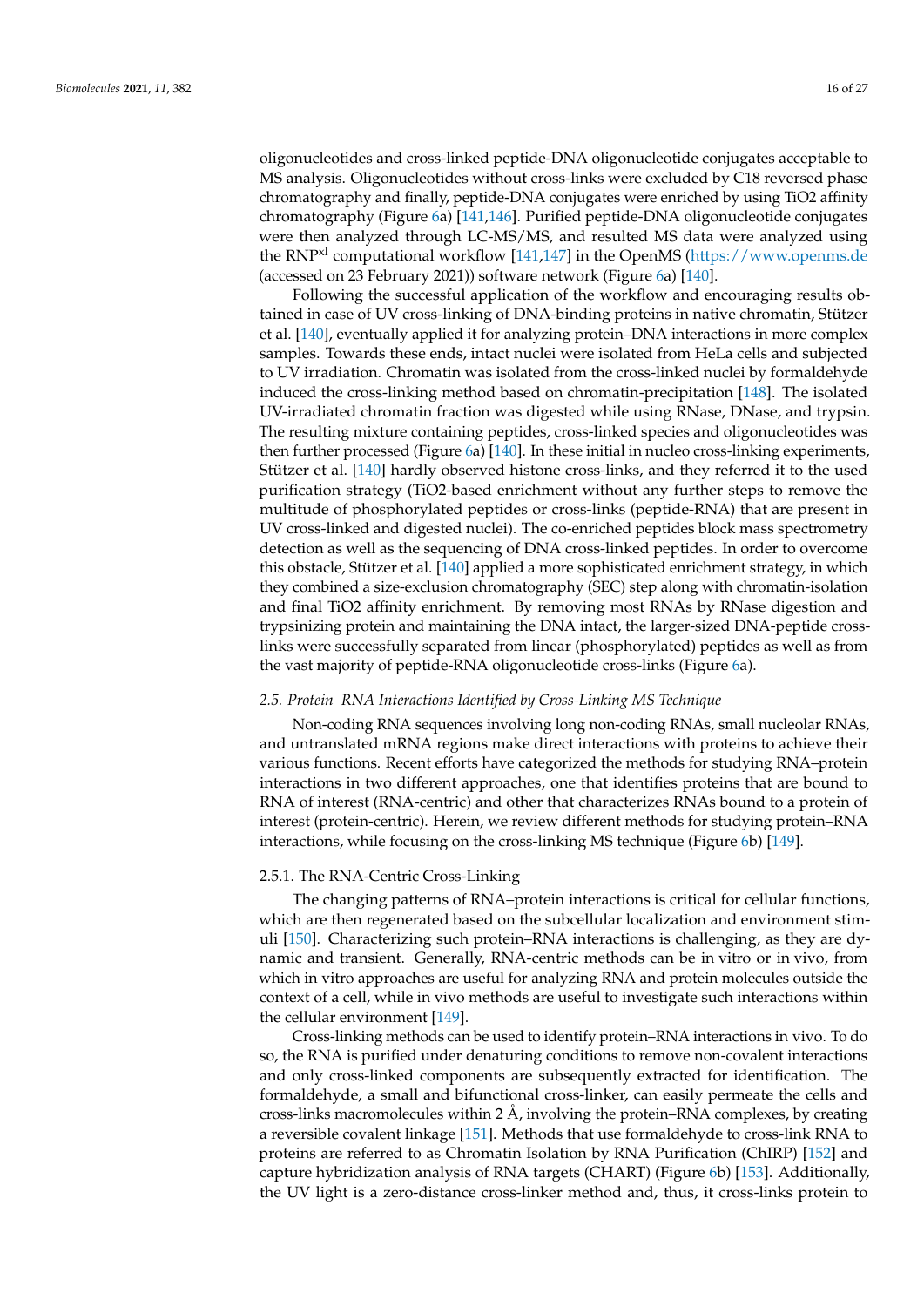oligonucleotides and cross-linked peptide-DNA oligonucleotide conjugates acceptable to MS analysis. Oligonucleotides without cross-links were excluded by C18 reversed phase chromatography and finally, peptide-DNA conjugates were enriched by using TiO2 affinity chromatography (Figure 6a) [141,146]. Purified peptide-DNA oligonucleotide conjugates were then analyzed through LC-MS/MS, and resulted MS data were analyzed using the RNP$^{xl}$ computational workflow [141,147] in the OpenMS (https://www.openms.de (accessed on 23 February 2021)) software network (Figure 6a) [140].

Following the successful application of the workflow and encouraging results obtained in case of UV cross-linking of DNA-binding proteins in native chromatin, Stützer et al. [140], eventually applied it for analyzing protein–DNA interactions in more complex samples. Towards these ends, intact nuclei were isolated from HeLa cells and subjected to UV irradiation. Chromatin was isolated from the cross-linked nuclei by formaldehyde induced the cross-linking method based on chromatin-precipitation [148]. The isolated UV-irradiated chromatin fraction was digested while using RNase, DNase, and trypsin. The resulting mixture containing peptides, cross-linked species and oligonucleotides was then further processed (Figure 6a) [140]. In these initial in nucleo cross-linking experiments, Stützer et al. [140] hardly observed histone cross-links, and they referred it to the used purification strategy (TiO2-based enrichment without any further steps to remove the multitude of phosphorylated peptides or cross-links (peptide-RNA) that are present in UV cross-linked and digested nuclei). The co-enriched peptides block mass spectrometry detection as well as the sequencing of DNA cross-linked peptides. In order to overcome this obstacle, Stützer et al. [140] applied a more sophisticated enrichment strategy, in which they combined a size-exclusion chromatography (SEC) step along with chromatin-isolation and final TiO2 affinity enrichment. By removing most RNAs by RNase digestion and trypsinizing protein and maintaining the DNA intact, the larger-sized DNA-peptide cross-links were successfully separated from linear (phosphorylated) peptides as well as from the vast majority of peptide-RNA oligonucleotide cross-links (Figure 6a).

### 2.5. Protein–RNA Interactions Identified by Cross-Linking MS Technique

Non-coding RNA sequences involving long non-coding RNAs, small nucleolar RNAs, and untranslated mRNA regions make direct interactions with proteins to achieve their various functions. Recent efforts have categorized the methods for studying RNA–protein interactions in two different approaches, one that identifies proteins that are bound to RNA of interest (RNA-centric) and other that characterizes RNAs bound to a protein of interest (protein-centric). Herein, we review different methods for studying protein–RNA interactions, while focusing on the cross-linking MS technique (Figure 6b) [149].

#### 2.5.1. The RNA-Centric Cross-Linking

The changing patterns of RNA–protein interactions is critical for cellular functions, which are then regenerated based on the subcellular localization and environment stimuli [150]. Characterizing such protein–RNA interactions is challenging, as they are dynamic and transient. Generally, RNA-centric methods can be in vitro or in vivo, from which in vitro approaches are useful for analyzing RNA and protein molecules outside the context of a cell, while in vivo methods are useful to investigate such interactions within the cellular environment [149].

Cross-linking methods can be used to identify protein–RNA interactions in vivo. To do so, the RNA is purified under denaturing conditions to remove non-covalent interactions and only cross-linked components are subsequently extracted for identification. The formaldehyde, a small and bifunctional cross-linker, can easily permeate the cells and cross-links macromolecules within 2 Å, involving the protein–RNA complexes, by creating a reversible covalent linkage [151]. Methods that use formaldehyde to cross-link RNA to proteins are referred to as Chromatin Isolation by RNA Purification (ChIRP) [152] and capture hybridization analysis of RNA targets (CHART) (Figure 6b) [153]. Additionally, the UV light is a zero-distance cross-linker method and, thus, it cross-links protein to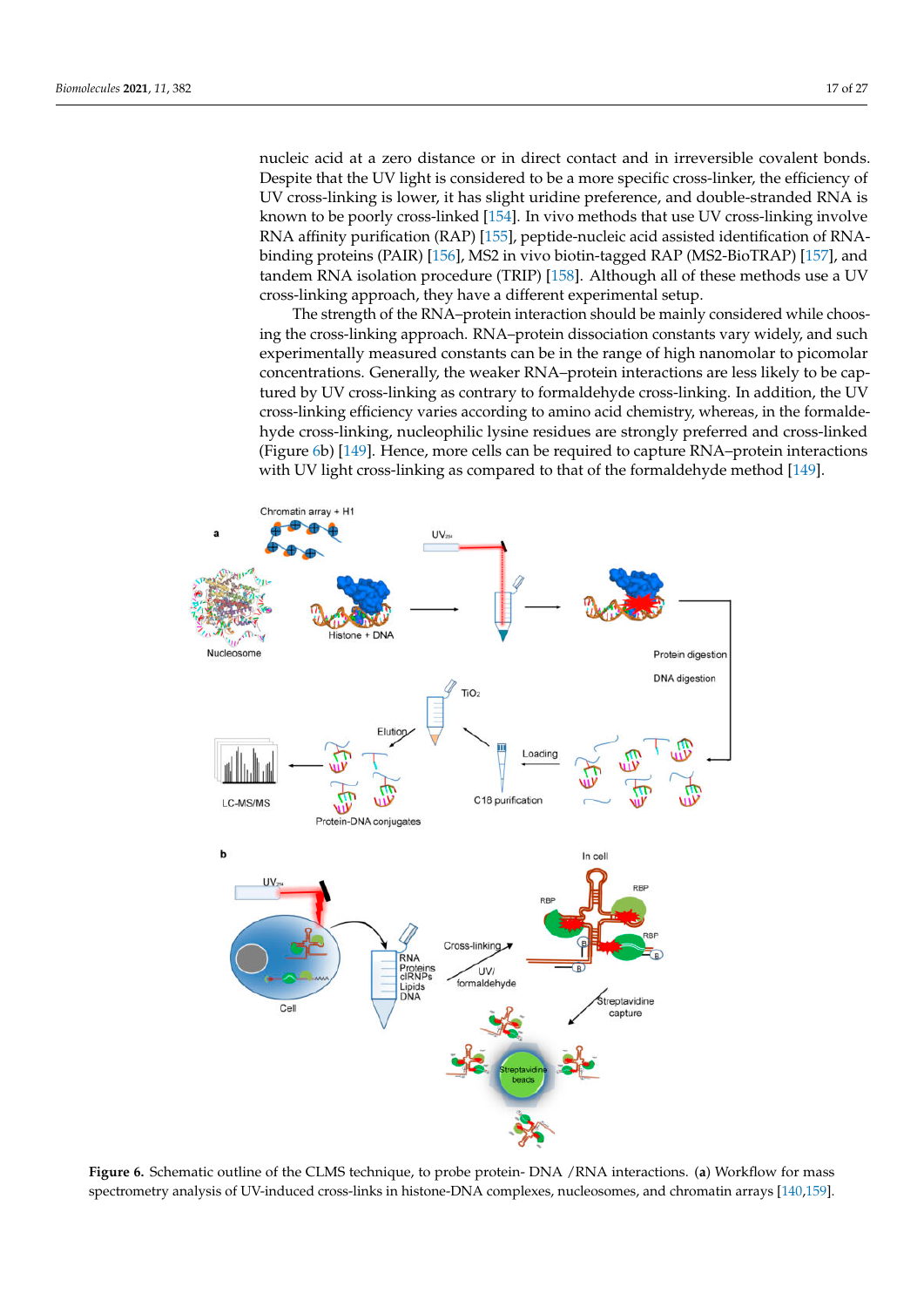nucleic acid at a zero distance or in direct contact and in irreversible covalent bonds. Despite that the UV light is considered to be a more specific cross-linker, the efficiency of UV cross-linking is lower, it has slight uridine preference, and double-stranded RNA is known to be poorly cross-linked [154]. In vivo methods that use UV cross-linking involve RNA affinity purification (RAP) [155], peptide-nucleic acid assisted identification of RNA-binding proteins (PAIR) [156], MS2 in vivo biotin-tagged RAP (MS2-BioTRAP) [157], and tandem RNA isolation procedure (TRIP) [158]. Although all of these methods use a UV cross-linking approach, they have a different experimental setup.

The strength of the RNA–protein interaction should be mainly considered while choosing the cross-linking approach. RNA–protein dissociation constants vary widely, and such experimentally measured constants can be in the range of high nanomolar to picomolar concentrations. Generally, the weaker RNA–protein interactions are less likely to be captured by UV cross-linking as contrary to formaldehyde cross-linking. In addition, the UV cross-linking efficiency varies according to amino acid chemistry, whereas, in the formaldehyde cross-linking, nucleophilic lysine residues are strongly preferred and cross-linked (Figure 6b) [149]. Hence, more cells can be required to capture RNA–protein interactions with UV light cross-linking as compared to that of the formaldehyde method [149].

**Figure 6.** Schematic outline of the CLMS technique, to probe protein- DNA /RNA interactions. (**a**) Workflow for mass spectrometry analysis of UV-induced cross-links in histone-DNA complexes, nucleosomes, and chromatin arrays [140,159].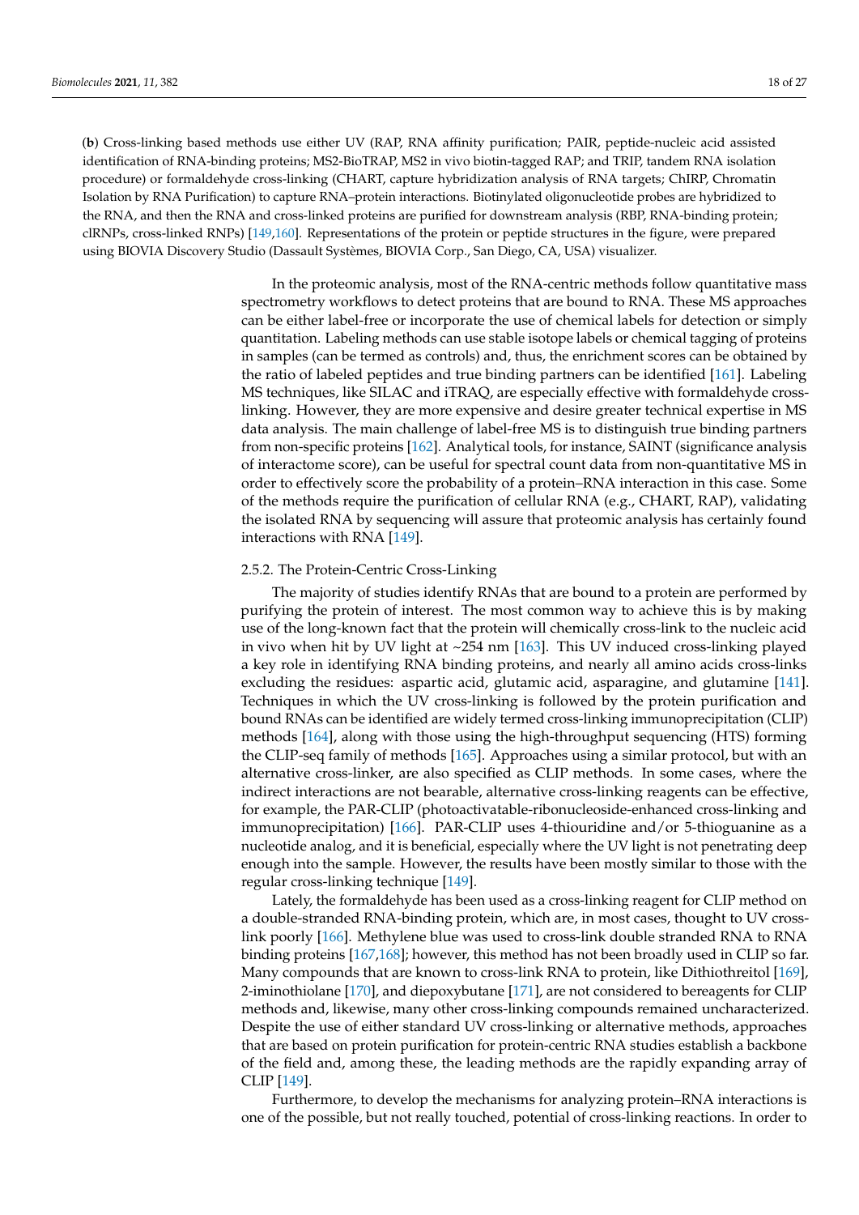(**b**) Cross-linking based methods use either UV (RAP, RNA affinity purification; PAIR, peptide-nucleic acid assisted identification of RNA-binding proteins; MS2-BioTRAP, MS2 in vivo biotin-tagged RAP; and TRIP, tandem RNA isolation procedure) or formaldehyde cross-linking (CHART, capture hybridization analysis of RNA targets; ChIRP, Chromatin Isolation by RNA Purification) to capture RNA–protein interactions. Biotinylated oligonucleotide probes are hybridized to the RNA, and then the RNA and cross-linked proteins are purified for downstream analysis (RBP, RNA-binding protein; clRNPs, cross-linked RNPs) [149,160]. Representations of the protein or peptide structures in the figure, were prepared using BIOVIA Discovery Studio (Dassault Systèmes, BIOVIA Corp., San Diego, CA, USA) visualizer.

In the proteomic analysis, most of the RNA-centric methods follow quantitative mass spectrometry workflows to detect proteins that are bound to RNA. These MS approaches can be either label-free or incorporate the use of chemical labels for detection or simply quantitation. Labeling methods can use stable isotope labels or chemical tagging of proteins in samples (can be termed as controls) and, thus, the enrichment scores can be obtained by the ratio of labeled peptides and true binding partners can be identified [161]. Labeling MS techniques, like SILAC and iTRAQ, are especially effective with formaldehyde cross-linking. However, they are more expensive and desire greater technical expertise in MS data analysis. The main challenge of label-free MS is to distinguish true binding partners from non-specific proteins [162]. Analytical tools, for instance, SAINT (significance analysis of interactome score), can be useful for spectral count data from non-quantitative MS in order to effectively score the probability of a protein–RNA interaction in this case. Some of the methods require the purification of cellular RNA (e.g., CHART, RAP), validating the isolated RNA by sequencing will assure that proteomic analysis has certainly found interactions with RNA [149].

#### 2.5.2. The Protein-Centric Cross-Linking

The majority of studies identify RNAs that are bound to a protein are performed by purifying the protein of interest. The most common way to achieve this is by making use of the long-known fact that the protein will chemically cross-link to the nucleic acid in vivo when hit by UV light at ~254 nm [163]. This UV induced cross-linking played a key role in identifying RNA binding proteins, and nearly all amino acids cross-links excluding the residues: aspartic acid, glutamic acid, asparagine, and glutamine [141]. Techniques in which the UV cross-linking is followed by the protein purification and bound RNAs can be identified are widely termed cross-linking immunoprecipitation (CLIP) methods [164], along with those using the high-throughput sequencing (HTS) forming the CLIP-seq family of methods [165]. Approaches using a similar protocol, but with an alternative cross-linker, are also specified as CLIP methods. In some cases, where the indirect interactions are not bearable, alternative cross-linking reagents can be effective, for example, the PAR-CLIP (photoactivatable-ribonucleoside-enhanced cross-linking and immunoprecipitation) [166]. PAR-CLIP uses 4-thiouridine and/or 5-thioguanine as a nucleotide analog, and it is beneficial, especially where the UV light is not penetrating deep enough into the sample. However, the results have been mostly similar to those with the regular cross-linking technique [149].

Lately, the formaldehyde has been used as a cross-linking reagent for CLIP method on a double-stranded RNA-binding protein, which are, in most cases, thought to UV cross-link poorly [166]. Methylene blue was used to cross-link double stranded RNA to RNA binding proteins [167,168]; however, this method has not been broadly used in CLIP so far. Many compounds that are known to cross-link RNA to protein, like Dithiothreitol [169], 2-iminothiolane [170], and diepoxybutane [171], are not considered to bereagents for CLIP methods and, likewise, many other cross-linking compounds remained uncharacterized. Despite the use of either standard UV cross-linking or alternative methods, approaches that are based on protein purification for protein-centric RNA studies establish a backbone of the field and, among these, the leading methods are the rapidly expanding array of CLIP [149].

Furthermore, to develop the mechanisms for analyzing protein–RNA interactions is one of the possible, but not really touched, potential of cross-linking reactions. In order to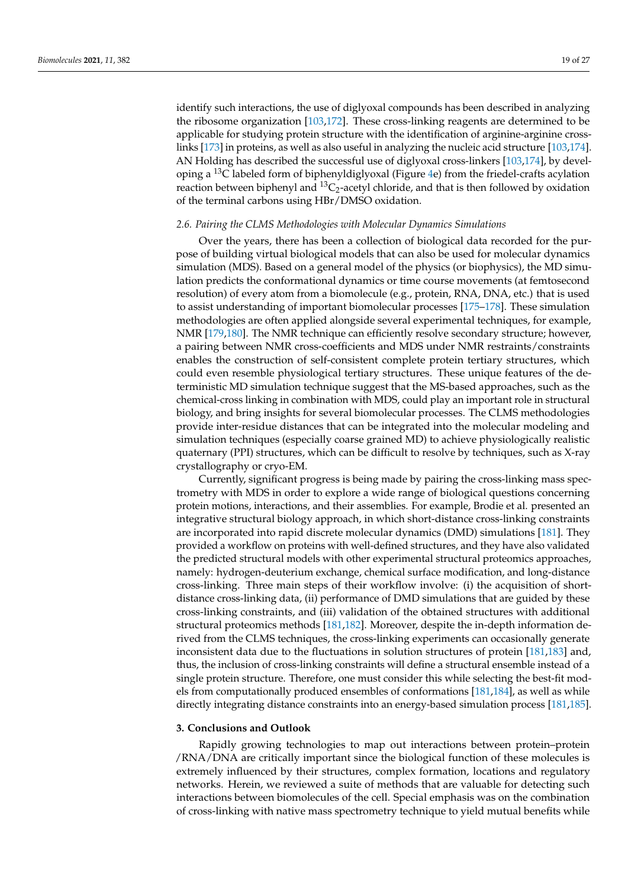identify such interactions, the use of diglyoxal compounds has been described in analyzing the ribosome organization [103,172]. These cross-linking reagents are determined to be applicable for studying protein structure with the identification of arginine-arginine cross-links [173] in proteins, as well as also useful in analyzing the nucleic acid structure [103,174]. AN Holding has described the successful use of diglyoxal cross-linkers [103,174], by developing a $^{13}$C labeled form of biphenyldiglyoxal (Figure 4e) from the friedel-crafts acylation reaction between biphenyl and $^{13}C_2$-acetyl chloride, and that is then followed by oxidation of the terminal carbons using HBr/DMSO oxidation.

### 2.6. Pairing the CLMS Methodologies with Molecular Dynamics Simulations

Over the years, there has been a collection of biological data recorded for the purpose of building virtual biological models that can also be used for molecular dynamics simulation (MDS). Based on a general model of the physics (or biophysics), the MD simulation predicts the conformational dynamics or time course movements (at femtosecond resolution) of every atom from a biomolecule (e.g., protein, RNA, DNA, etc.) that is used to assist understanding of important biomolecular processes [175–178]. These simulation methodologies are often applied alongside several experimental techniques, for example, NMR [179,180]. The NMR technique can efficiently resolve secondary structure; however, a pairing between NMR cross-coefficients and MDS under NMR restraints/constraints enables the construction of self-consistent complete protein tertiary structures, which could even resemble physiological tertiary structures. These unique features of the deterministic MD simulation technique suggest that the MS-based approaches, such as the chemical-cross linking in combination with MDS, could play an important role in structural biology, and bring insights for several biomolecular processes. The CLMS methodologies provide inter-residue distances that can be integrated into the molecular modeling and simulation techniques (especially coarse grained MD) to achieve physiologically realistic quaternary (PPI) structures, which can be difficult to resolve by techniques, such as X-ray crystallography or cryo-EM.

Currently, significant progress is being made by pairing the cross-linking mass spectrometry with MDS in order to explore a wide range of biological questions concerning protein motions, interactions, and their assemblies. For example, Brodie et al. presented an integrative structural biology approach, in which short-distance cross-linking constraints are incorporated into rapid discrete molecular dynamics (DMD) simulations [181]. They provided a workflow on proteins with well-defined structures, and they have also validated the predicted structural models with other experimental structural proteomics approaches, namely: hydrogen-deuterium exchange, chemical surface modification, and long-distance cross-linking. Three main steps of their workflow involve: (i) the acquisition of short-distance cross-linking data, (ii) performance of DMD simulations that are guided by these cross-linking constraints, and (iii) validation of the obtained structures with additional structural proteomics methods [181,182]. Moreover, despite the in-depth information derived from the CLMS techniques, the cross-linking experiments can occasionally generate inconsistent data due to the fluctuations in solution structures of protein [181,183] and, thus, the inclusion of cross-linking constraints will define a structural ensemble instead of a single protein structure. Therefore, one must consider this while selecting the best-fit models from computationally produced ensembles of conformations [181,184], as well as while directly integrating distance constraints into an energy-based simulation process [181,185].

## 3. Conclusions and Outlook

Rapidly growing technologies to map out interactions between protein–protein /RNA/DNA are critically important since the biological function of these molecules is extremely influenced by their structures, complex formation, locations and regulatory networks. Herein, we reviewed a suite of methods that are valuable for detecting such interactions between biomolecules of the cell. Special emphasis was on the combination of cross-linking with native mass spectrometry technique to yield mutual benefits while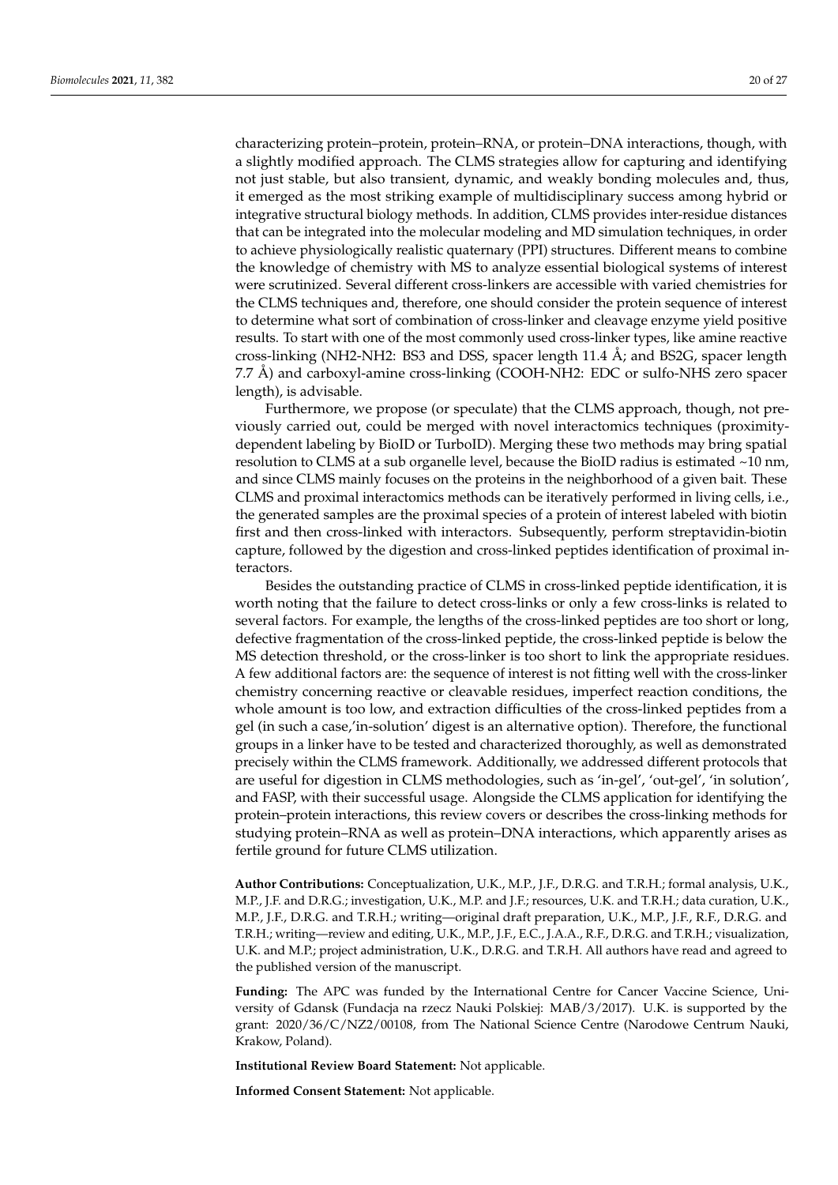characterizing protein–protein, protein–RNA, or protein–DNA interactions, though, with a slightly modified approach. The CLMS strategies allow for capturing and identifying not just stable, but also transient, dynamic, and weakly bonding molecules and, thus, it emerged as the most striking example of multidisciplinary success among hybrid or integrative structural biology methods. In addition, CLMS provides inter-residue distances that can be integrated into the molecular modeling and MD simulation techniques, in order to achieve physiologically realistic quaternary (PPI) structures. Different means to combine the knowledge of chemistry with MS to analyze essential biological systems of interest were scrutinized. Several different cross-linkers are accessible with varied chemistries for the CLMS techniques and, therefore, one should consider the protein sequence of interest to determine what sort of combination of cross-linker and cleavage enzyme yield positive results. To start with one of the most commonly used cross-linker types, like amine reactive cross-linking (NH2-NH2: BS3 and DSS, spacer length 11.4 Å; and BS2G, spacer length 7.7 Å) and carboxyl-amine cross-linking (COOH-NH2: EDC or sulfo-NHS zero spacer length), is advisable.

Furthermore, we propose (or speculate) that the CLMS approach, though, not previously carried out, could be merged with novel interactomics techniques (proximity-dependent labeling by BioID or TurboID). Merging these two methods may bring spatial resolution to CLMS at a sub organelle level, because the BioID radius is estimated ~10 nm, and since CLMS mainly focuses on the proteins in the neighborhood of a given bait. These CLMS and proximal interactomics methods can be iteratively performed in living cells, i.e., the generated samples are the proximal species of a protein of interest labeled with biotin first and then cross-linked with interactors. Subsequently, perform streptavidin-biotin capture, followed by the digestion and cross-linked peptides identification of proximal interactors.

Besides the outstanding practice of CLMS in cross-linked peptide identification, it is worth noting that the failure to detect cross-links or only a few cross-links is related to several factors. For example, the lengths of the cross-linked peptides are too short or long, defective fragmentation of the cross-linked peptide, the cross-linked peptide is below the MS detection threshold, or the cross-linker is too short to link the appropriate residues. A few additional factors are: the sequence of interest is not fitting well with the cross-linker chemistry concerning reactive or cleavable residues, imperfect reaction conditions, the whole amount is too low, and extraction difficulties of the cross-linked peptides from a gel (in such a case,'in-solution' digest is an alternative option). Therefore, the functional groups in a linker have to be tested and characterized thoroughly, as well as demonstrated precisely within the CLMS framework. Additionally, we addressed different protocols that are useful for digestion in CLMS methodologies, such as 'in-gel', 'out-gel', 'in solution', and FASP, with their successful usage. Alongside the CLMS application for identifying the protein–protein interactions, this review covers or describes the cross-linking methods for studying protein–RNA as well as protein–DNA interactions, which apparently arises as fertile ground for future CLMS utilization.

**Author Contributions:** Conceptualization, U.K., M.P., J.F., D.R.G. and T.R.H.; formal analysis, U.K., M.P., J.F. and D.R.G.; investigation, U.K., M.P. and J.F.; resources, U.K. and T.R.H.; data curation, U.K., M.P., J.F., D.R.G. and T.R.H.; writing—original draft preparation, U.K., M.P., J.F., R.F., D.R.G. and T.R.H.; writing—review and editing, U.K., M.P., J.F., E.C., J.A.A., R.F., D.R.G. and T.R.H.; visualization, U.K. and M.P.; project administration, U.K., D.R.G. and T.R.H. All authors have read and agreed to the published version of the manuscript.

**Funding:** The APC was funded by the International Centre for Cancer Vaccine Science, University of Gdansk (Fundacja na rzecz Nauki Polskiej: MAB/3/2017). U.K. is supported by the grant: 2020/36/C/NZ2/00108, from The National Science Centre (Narodowe Centrum Nauki, Krakow, Poland).

**Institutional Review Board Statement:** Not applicable.

**Informed Consent Statement:** Not applicable.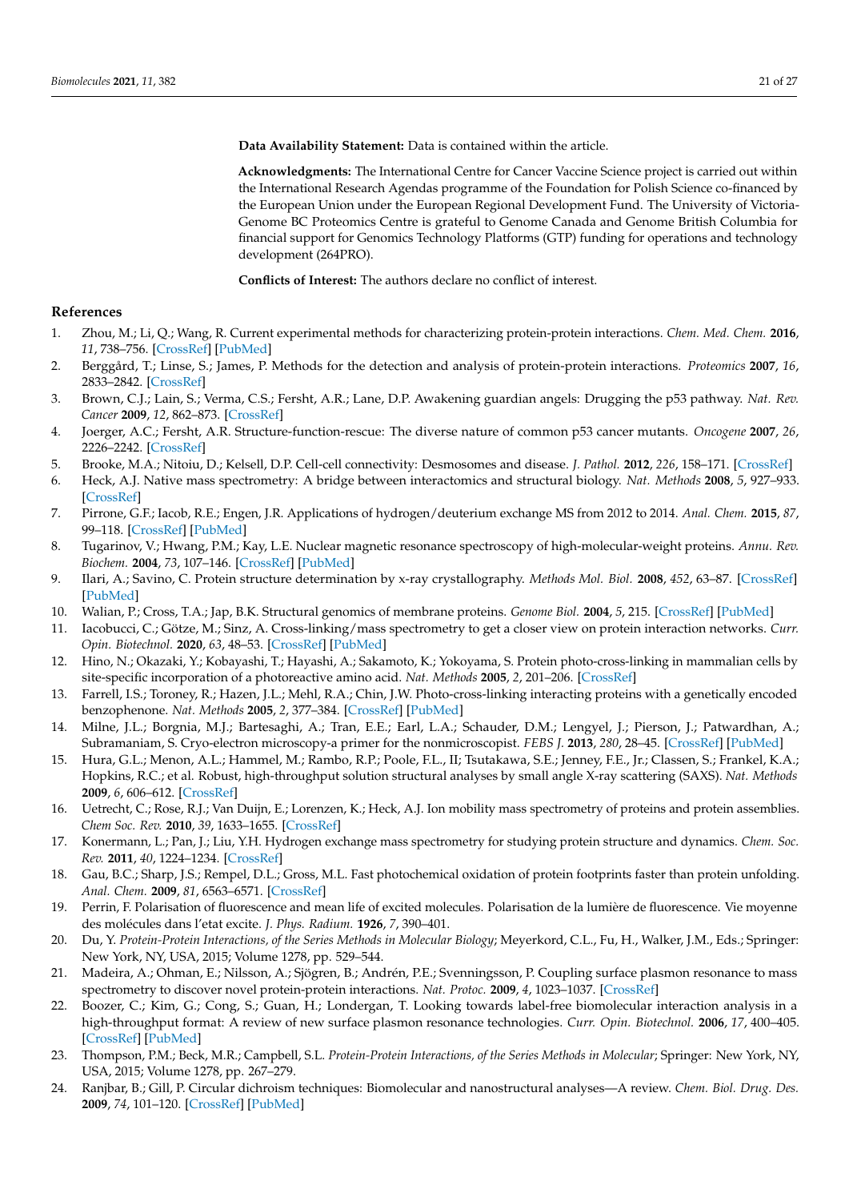**Data Availability Statement:** Data is contained within the article.

**Acknowledgments:** The International Centre for Cancer Vaccine Science project is carried out within the International Research Agendas programme of the Foundation for Polish Science co-financed by the European Union under the European Regional Development Fund. The University of Victoria-Genome BC Proteomics Centre is grateful to Genome Canada and Genome British Columbia for financial support for Genomics Technology Platforms (GTP) funding for operations and technology development (264PRO).

**Conflicts of Interest:** The authors declare no conflict of interest.

## References

1. Zhou, M.; Li, Q.; Wang, R. Current experimental methods for characterizing protein-protein interactions. *Chem. Med. Chem.* **2016**, *11*, 738–756. [CrossRef] [PubMed]
2. Berggård, T.; Linse, S.; James, P. Methods for the detection and analysis of protein-protein interactions. *Proteomics* **2007**, *16*, 2833–2842. [CrossRef]
3. Brown, C.J.; Lain, S.; Verma, C.S.; Fersht, A.R.; Lane, D.P. Awakening guardian angels: Drugging the p53 pathway. *Nat. Rev. Cancer* **2009**, *12*, 862–873. [CrossRef]
4. Joerger, A.C.; Fersht, A.R. Structure-function-rescue: The diverse nature of common p53 cancer mutants. *Oncogene* **2007**, *26*, 2226–2242. [CrossRef]
5. Brooke, M.A.; Nitoiu, D.; Kelsell, D.P. Cell-cell connectivity: Desmosomes and disease. *J. Pathol.* **2012**, *226*, 158–171. [CrossRef]
6. Heck, A.J. Native mass spectrometry: A bridge between interactomics and structural biology. *Nat. Methods* **2008**, *5*, 927–933. [CrossRef]
7. Pirrone, G.F.; Iacob, R.E.; Engen, J.R. Applications of hydrogen/deuterium exchange MS from 2012 to 2014. *Anal. Chem.* **2015**, *87*, 99–118. [CrossRef] [PubMed]
8. Tugarinov, V.; Hwang, P.M.; Kay, L.E. Nuclear magnetic resonance spectroscopy of high-molecular-weight proteins. *Annu. Rev. Biochem.* **2004**, *73*, 107–146. [CrossRef] [PubMed]
9. Ilari, A.; Savino, C. Protein structure determination by x-ray crystallography. *Methods Mol. Biol.* **2008**, *452*, 63–87. [CrossRef] [PubMed]
10. Walian, P.; Cross, T.A.; Jap, B.K. Structural genomics of membrane proteins. *Genome Biol.* **2004**, *5*, 215. [CrossRef] [PubMed]
11. Iacobucci, C.; Götze, M.; Sinz, A. Cross-linking/mass spectrometry to get a closer view on protein interaction networks. *Curr. Opin. Biotechnol.* **2020**, *63*, 48–53. [CrossRef] [PubMed]
12. Hino, N.; Okazaki, Y.; Kobayashi, T.; Hayashi, A.; Sakamoto, K.; Yokoyama, S. Protein photo-cross-linking in mammalian cells by site-specific incorporation of a photoreactive amino acid. *Nat. Methods* **2005**, *2*, 201–206. [CrossRef]
13. Farrell, I.S.; Toroney, R.; Hazen, J.L.; Mehl, R.A.; Chin, J.W. Photo-cross-linking interacting proteins with a genetically encoded benzophenone. *Nat. Methods* **2005**, *2*, 377–384. [CrossRef] [PubMed]
14. Milne, J.L.; Borgnia, M.J.; Bartesaghi, A.; Tran, E.E.; Earl, L.A.; Schauder, D.M.; Lengyel, J.; Pierson, J.; Patwardhan, A.; Subramaniam, S. Cryo-electron microscopy-a primer for the nonmicroscopist. *FEBS J.* **2013**, *280*, 28–45. [CrossRef] [PubMed]
15. Hura, G.L.; Menon, A.L.; Hammel, M.; Rambo, R.P.; Poole, F.L., II; Tsutakawa, S.E.; Jenney, F.E., Jr.; Classen, S.; Frankel, K.A.; Hopkins, R.C.; et al. Robust, high-throughput solution structural analyses by small angle X-ray scattering (SAXS). *Nat. Methods* **2009**, *6*, 606–612. [CrossRef]
16. Uetrecht, C.; Rose, R.J.; Van Duijn, E.; Lorenzen, K.; Heck, A.J. Ion mobility mass spectrometry of proteins and protein assemblies. *Chem Soc. Rev.* **2010**, *39*, 1633–1655. [CrossRef]
17. Konermann, L.; Pan, J.; Liu, Y.H. Hydrogen exchange mass spectrometry for studying protein structure and dynamics. *Chem. Soc. Rev.* **2011**, *40*, 1224–1234. [CrossRef]
18. Gau, B.C.; Sharp, J.S.; Rempel, D.L.; Gross, M.L. Fast photochemical oxidation of protein footprints faster than protein unfolding. *Anal. Chem.* **2009**, *81*, 6563–6571. [CrossRef]
19. Perrin, F. Polarisation of fluorescence and mean life of excited molecules. Polarisation de la lumière de fluorescence. Vie moyenne des molécules dans l'etat excite. *J. Phys. Radium.* **1926**, *7*, 390–401.
20. Du, Y. *Protein-Protein Interactions, of the Series Methods in Molecular Biology*; Meyerkord, C.L., Fu, H., Walker, J.M., Eds.; Springer: New York, NY, USA, 2015; Volume 1278, pp. 529–544.
21. Madeira, A.; Ohman, E.; Nilsson, A.; Sjögren, B.; Andrén, P.E.; Svenningsson, P. Coupling surface plasmon resonance to mass spectrometry to discover novel protein-protein interactions. *Nat. Protoc.* **2009**, *4*, 1023–1037. [CrossRef]
22. Boozer, C.; Kim, G.; Cong, S.; Guan, H.; Londergan, T. Looking towards label-free biomolecular interaction analysis in a high-throughput format: A review of new surface plasmon resonance technologies. *Curr. Opin. Biotechnol.* **2006**, *17*, 400–405. [CrossRef] [PubMed]
23. Thompson, P.M.; Beck, M.R.; Campbell, S.L. *Protein-Protein Interactions, of the Series Methods in Molecular*; Springer: New York, NY, USA, 2015; Volume 1278, pp. 267–279.
24. Ranjbar, B.; Gill, P. Circular dichroism techniques: Biomolecular and nanostructural analyses—A review. *Chem. Biol. Drug. Des.* **2009**, *74*, 101–120. [CrossRef] [PubMed]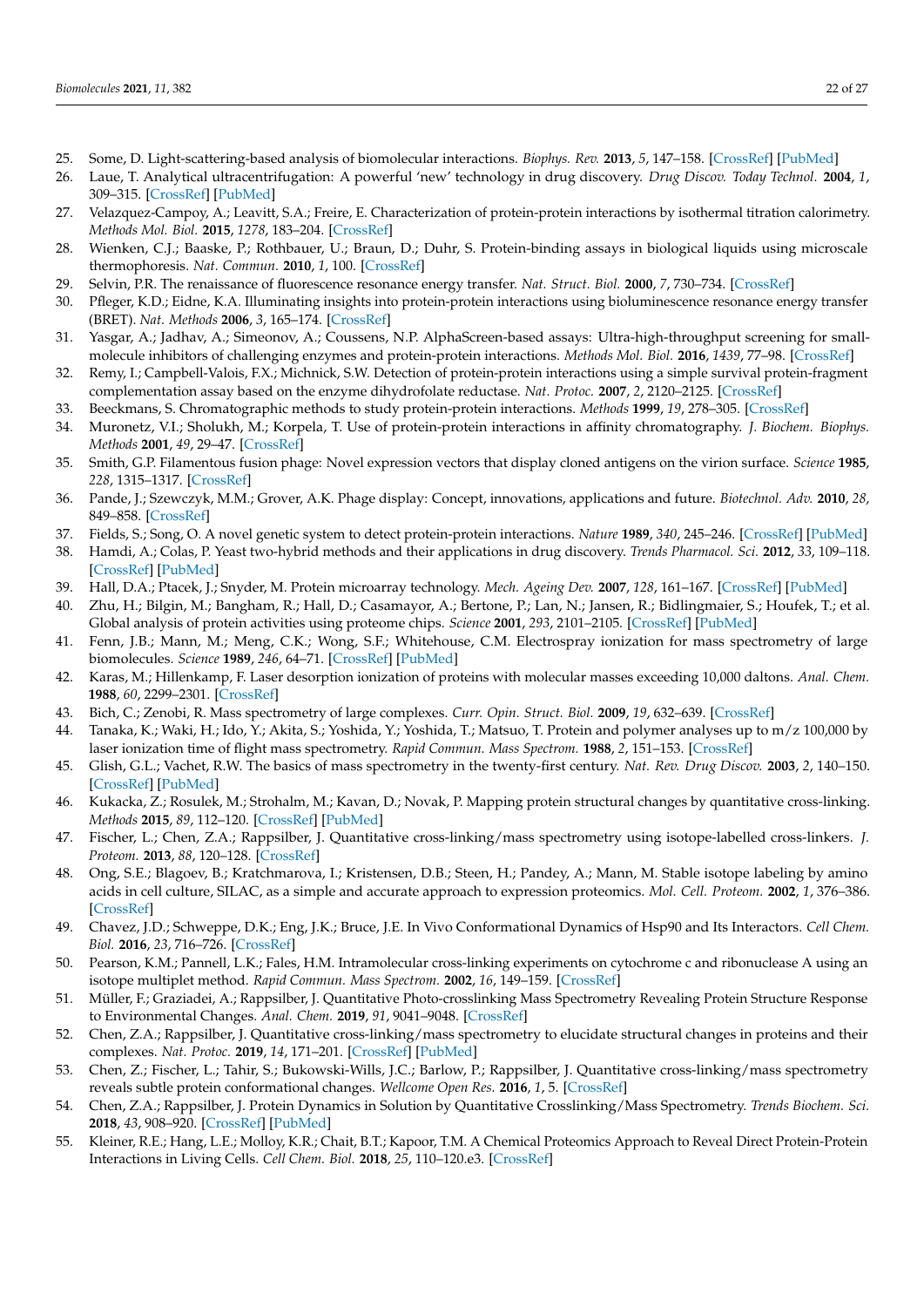25. Some, D. Light-scattering-based analysis of biomolecular interactions. *Biophys. Rev.* **2013**, *5*, 147–158. [CrossRef] [PubMed]
26. Laue, T. Analytical ultracentrifugation: A powerful 'new' technology in drug discovery. *Drug Discov. Today Technol.* **2004**, *1*, 309–315. [CrossRef] [PubMed]
27. Velazquez-Campoy, A.; Leavitt, S.A.; Freire, E. Characterization of protein-protein interactions by isothermal titration calorimetry. *Methods Mol. Biol.* **2015**, *1278*, 183–204. [CrossRef]
28. Wienken, C.J.; Baaske, P.; Rothbauer, U.; Braun, D.; Duhr, S. Protein-binding assays in biological liquids using microscale thermophoresis. *Nat. Commun.* **2010**, *1*, 100. [CrossRef]
29. Selvin, P.R. The renaissance of fluorescence resonance energy transfer. *Nat. Struct. Biol.* **2000**, *7*, 730–734. [CrossRef]
30. Pfleger, K.D.; Eidne, K.A. Illuminating insights into protein-protein interactions using bioluminescence resonance energy transfer (BRET). *Nat. Methods* **2006**, *3*, 165–174. [CrossRef]
31. Yasgar, A.; Jadhav, A.; Simeonov, A.; Coussens, N.P. AlphaScreen-based assays: Ultra-high-throughput screening for small-molecule inhibitors of challenging enzymes and protein-protein interactions. *Methods Mol. Biol.* **2016**, *1439*, 77–98. [CrossRef]
32. Remy, I.; Campbell-Valois, F.X.; Michnick, S.W. Detection of protein-protein interactions using a simple survival protein-fragment complementation assay based on the enzyme dihydrofolate reductase. *Nat. Protoc.* **2007**, *2*, 2120–2125. [CrossRef]
33. Beeckmans, S. Chromatographic methods to study protein-protein interactions. *Methods* **1999**, *19*, 278–305. [CrossRef]
34. Muronetz, V.I.; Sholukh, M.; Korpela, T. Use of protein-protein interactions in affinity chromatography. *J. Biochem. Biophys. Methods* **2001**, *49*, 29–47. [CrossRef]
35. Smith, G.P. Filamentous fusion phage: Novel expression vectors that display cloned antigens on the virion surface. *Science* **1985**, *228*, 1315–1317. [CrossRef]
36. Pande, J.; Szewczyk, M.M.; Grover, A.K. Phage display: Concept, innovations, applications and future. *Biotechnol. Adv.* **2010**, *28*, 849–858. [CrossRef]
37. Fields, S.; Song, O. A novel genetic system to detect protein-protein interactions. *Nature* **1989**, *340*, 245–246. [CrossRef] [PubMed]
38. Hamdi, A.; Colas, P. Yeast two-hybrid methods and their applications in drug discovery. *Trends Pharmacol. Sci.* **2012**, *33*, 109–118. [CrossRef] [PubMed]
39. Hall, D.A.; Ptacek, J.; Snyder, M. Protein microarray technology. *Mech. Ageing Dev.* **2007**, *128*, 161–167. [CrossRef] [PubMed]
40. Zhu, H.; Bilgin, M.; Bangham, R.; Hall, D.; Casamayor, A.; Bertone, P.; Lan, N.; Jansen, R.; Bidlingmaier, S.; Houfek, T.; et al. Global analysis of protein activities using proteome chips. *Science* **2001**, *293*, 2101–2105. [CrossRef] [PubMed]
41. Fenn, J.B.; Mann, M.; Meng, C.K.; Wong, S.F.; Whitehouse, C.M. Electrospray ionization for mass spectrometry of large biomolecules. *Science* **1989**, *246*, 64–71. [CrossRef] [PubMed]
42. Karas, M.; Hillenkamp, F. Laser desorption ionization of proteins with molecular masses exceeding 10,000 daltons. *Anal. Chem.* **1988**, *60*, 2299–2301. [CrossRef]
43. Bich, C.; Zenobi, R. Mass spectrometry of large complexes. *Curr. Opin. Struct. Biol.* **2009**, *19*, 632–639. [CrossRef]
44. Tanaka, K.; Waki, H.; Ido, Y.; Akita, S.; Yoshida, Y.; Yoshida, T.; Matsuo, T. Protein and polymer analyses up to m/z 100,000 by laser ionization time of flight mass spectrometry. *Rapid Commun. Mass Spectrom.* **1988**, *2*, 151–153. [CrossRef]
45. Glish, G.L.; Vachet, R.W. The basics of mass spectrometry in the twenty-first century. *Nat. Rev. Drug Discov.* **2003**, *2*, 140–150. [CrossRef] [PubMed]
46. Kukacka, Z.; Rosulek, M.; Strohalm, M.; Kavan, D.; Novak, P. Mapping protein structural changes by quantitative cross-linking. *Methods* **2015**, *89*, 112–120. [CrossRef] [PubMed]
47. Fischer, L.; Chen, Z.A.; Rappsilber, J. Quantitative cross-linking/mass spectrometry using isotope-labelled cross-linkers. *J. Proteom.* **2013**, *88*, 120–128. [CrossRef]
48. Ong, S.E.; Blagoev, B.; Kratchmarova, I.; Kristensen, D.B.; Steen, H.; Pandey, A.; Mann, M. Stable isotope labeling by amino acids in cell culture, SILAC, as a simple and accurate approach to expression proteomics. *Mol. Cell. Proteom.* **2002**, *1*, 376–386. [CrossRef]
49. Chavez, J.D.; Schweppe, D.K.; Eng, J.K.; Bruce, J.E. In Vivo Conformational Dynamics of Hsp90 and Its Interactors. *Cell Chem. Biol.* **2016**, *23*, 716–726. [CrossRef]
50. Pearson, K.M.; Pannell, L.K.; Fales, H.M. Intramolecular cross-linking experiments on cytochrome c and ribonuclease A using an isotope multiplet method. *Rapid Commun. Mass Spectrom.* **2002**, *16*, 149–159. [CrossRef]
51. Müller, F.; Graziadei, A.; Rappsilber, J. Quantitative Photo-crosslinking Mass Spectrometry Revealing Protein Structure Response to Environmental Changes. *Anal. Chem.* **2019**, *91*, 9041–9048. [CrossRef]
52. Chen, Z.A.; Rappsilber, J. Quantitative cross-linking/mass spectrometry to elucidate structural changes in proteins and their complexes. *Nat. Protoc.* **2019**, *14*, 171–201. [CrossRef] [PubMed]
53. Chen, Z.; Fischer, L.; Tahir, S.; Bukowski-Wills, J.C.; Barlow, P.; Rappsilber, J. Quantitative cross-linking/mass spectrometry reveals subtle protein conformational changes. *Wellcome Open Res.* **2016**, *1*, 5. [CrossRef]
54. Chen, Z.A.; Rappsilber, J. Protein Dynamics in Solution by Quantitative Crosslinking/Mass Spectrometry. *Trends Biochem. Sci.* **2018**, *43*, 908–920. [CrossRef] [PubMed]
55. Kleiner, R.E.; Hang, L.E.; Molloy, K.R.; Chait, B.T.; Kapoor, T.M. A Chemical Proteomics Approach to Reveal Direct Protein-Protein Interactions in Living Cells. *Cell Chem. Biol.* **2018**, *25*, 110–120.e3. [CrossRef]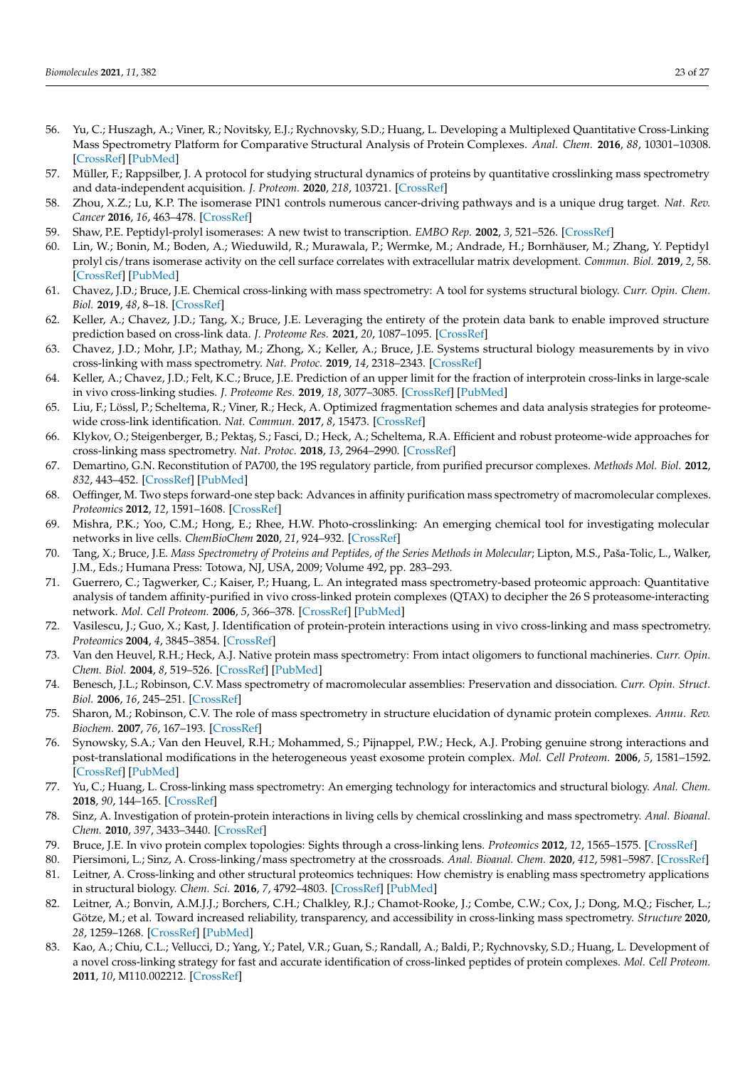56. Yu, C.; Huszagh, A.; Viner, R.; Novitsky, E.J.; Rychnovsky, S.D.; Huang, L. Developing a Multiplexed Quantitative Cross-Linking Mass Spectrometry Platform for Comparative Structural Analysis of Protein Complexes. *Anal. Chem.* **2016**, *88*, 10301–10308. [CrossRef] [PubMed]
57. Müller, F.; Rappsilber, J. A protocol for studying structural dynamics of proteins by quantitative crosslinking mass spectrometry and data-independent acquisition. *J. Proteom.* **2020**, *218*, 103721. [CrossRef]
58. Zhou, X.Z.; Lu, K.P. The isomerase PIN1 controls numerous cancer-driving pathways and is a unique drug target. *Nat. Rev. Cancer* **2016**, *16*, 463–478. [CrossRef]
59. Shaw, P.E. Peptidyl-prolyl isomerases: A new twist to transcription. *EMBO Rep.* **2002**, *3*, 521–526. [CrossRef]
60. Lin, W.; Bonin, M.; Boden, A.; Wieduwild, R.; Murawala, P.; Wermke, M.; Andrade, H.; Bornhäuser, M.; Zhang, Y. Peptidyl prolyl cis/trans isomerase activity on the cell surface correlates with extracellular matrix development. *Commun. Biol.* **2019**, *2*, 58. [CrossRef] [PubMed]
61. Chavez, J.D.; Bruce, J.E. Chemical cross-linking with mass spectrometry: A tool for systems structural biology. *Curr. Opin. Chem. Biol.* **2019**, *48*, 8–18. [CrossRef]
62. Keller, A.; Chavez, J.D.; Tang, X.; Bruce, J.E. Leveraging the entirety of the protein data bank to enable improved structure prediction based on cross-link data. *J. Proteome Res.* **2021**, *20*, 1087–1095. [CrossRef]
63. Chavez, J.D.; Mohr, J.P.; Mathay, M.; Zhong, X.; Keller, A.; Bruce, J.E. Systems structural biology measurements by in vivo cross-linking with mass spectrometry. *Nat. Protoc.* **2019**, *14*, 2318–2343. [CrossRef]
64. Keller, A.; Chavez, J.D.; Felt, K.C.; Bruce, J.E. Prediction of an upper limit for the fraction of interprotein cross-links in large-scale in vivo cross-linking studies. *J. Proteome Res.* **2019**, *18*, 3077–3085. [CrossRef] [PubMed]
65. Liu, F.; Lössl, P.; Scheltema, R.; Viner, R.; Heck, A. Optimized fragmentation schemes and data analysis strategies for proteome-wide cross-link identification. *Nat. Commun.* **2017**, *8*, 15473. [CrossRef]
66. Klykov, O.; Steigenberger, B.; Pektaş, S.; Fasci, D.; Heck, A.; Scheltema, R.A. Efficient and robust proteome-wide approaches for cross-linking mass spectrometry. *Nat. Protoc.* **2018**, *13*, 2964–2990. [CrossRef]
67. Demartino, G.N. Reconstitution of PA700, the 19S regulatory particle, from purified precursor complexes. *Methods Mol. Biol.* **2012**, *832*, 443–452. [CrossRef] [PubMed]
68. Oeffinger, M. Two steps forward-one step back: Advances in affinity purification mass spectrometry of macromolecular complexes. *Proteomics* **2012**, *12*, 1591–1608. [CrossRef]
69. Mishra, P.K.; Yoo, C.M.; Hong, E.; Rhee, H.W. Photo-crosslinking: An emerging chemical tool for investigating molecular networks in live cells. *ChemBioChem* **2020**, *21*, 924–932. [CrossRef]
70. Tang, X.; Bruce, J.E. *Mass Spectrometry of Proteins and Peptides, of the Series Methods in Molecular*; Lipton, M.S., Paša-Tolic, L., Walker, J.M., Eds.; Humana Press: Totowa, NJ, USA, 2009; Volume 492, pp. 283–293.
71. Guerrero, C.; Tagwerker, C.; Kaiser, P.; Huang, L. An integrated mass spectrometry-based proteomic approach: Quantitative analysis of tandem affinity-purified in vivo cross-linked protein complexes (QTAX) to decipher the 26 S proteasome-interacting network. *Mol. Cell Proteom.* **2006**, *5*, 366–378. [CrossRef] [PubMed]
72. Vasilescu, J.; Guo, X.; Kast, J. Identification of protein-protein interactions using in vivo cross-linking and mass spectrometry. *Proteomics* **2004**, *4*, 3845–3854. [CrossRef]
73. Van den Heuvel, R.H.; Heck, A.J. Native protein mass spectrometry: From intact oligomers to functional machineries. *Curr. Opin. Chem. Biol.* **2004**, *8*, 519–526. [CrossRef] [PubMed]
74. Benesch, J.L.; Robinson, C.V. Mass spectrometry of macromolecular assemblies: Preservation and dissociation. *Curr. Opin. Struct. Biol.* **2006**, *16*, 245–251. [CrossRef]
75. Sharon, M.; Robinson, C.V. The role of mass spectrometry in structure elucidation of dynamic protein complexes. *Annu. Rev. Biochem.* **2007**, *76*, 167–193. [CrossRef]
76. Synowsky, S.A.; Van den Heuvel, R.H.; Mohammed, S.; Pijnappel, P.W.; Heck, A.J. Probing genuine strong interactions and post-translational modifications in the heterogeneous yeast exosome protein complex. *Mol. Cell Proteom.* **2006**, *5*, 1581–1592. [CrossRef] [PubMed]
77. Yu, C.; Huang, L. Cross-linking mass spectrometry: An emerging technology for interactomics and structural biology. *Anal. Chem.* **2018**, *90*, 144–165. [CrossRef]
78. Sinz, A. Investigation of protein-protein interactions in living cells by chemical crosslinking and mass spectrometry. *Anal. Bioanal. Chem.* **2010**, *397*, 3433–3440. [CrossRef]
79. Bruce, J.E. In vivo protein complex topologies: Sights through a cross-linking lens. *Proteomics* **2012**, *12*, 1565–1575. [CrossRef]
80. Piersimoni, L.; Sinz, A. Cross-linking/mass spectrometry at the crossroads. *Anal. Bioanal. Chem.* **2020**, *412*, 5981–5987. [CrossRef]
81. Leitner, A. Cross-linking and other structural proteomics techniques: How chemistry is enabling mass spectrometry applications in structural biology. *Chem. Sci.* **2016**, *7*, 4792–4803. [CrossRef] [PubMed]
82. Leitner, A.; Bonvin, A.M.J.J.; Borchers, C.H.; Chalkley, R.J.; Chamot-Rooke, J.; Combe, C.W.; Cox, J.; Dong, M.Q.; Fischer, L.; Götze, M.; et al. Toward increased reliability, transparency, and accessibility in cross-linking mass spectrometry. *Structure* **2020**, *28*, 1259–1268. [CrossRef] [PubMed]
83. Kao, A.; Chiu, C.L.; Vellucci, D.; Yang, Y.; Patel, V.R.; Guan, S.; Randall, A.; Baldi, P.; Rychnovsky, S.D.; Huang, L. Development of a novel cross-linking strategy for fast and accurate identification of cross-linked peptides of protein complexes. *Mol. Cell Proteom.* **2011**, *10*, M110.002212. [CrossRef]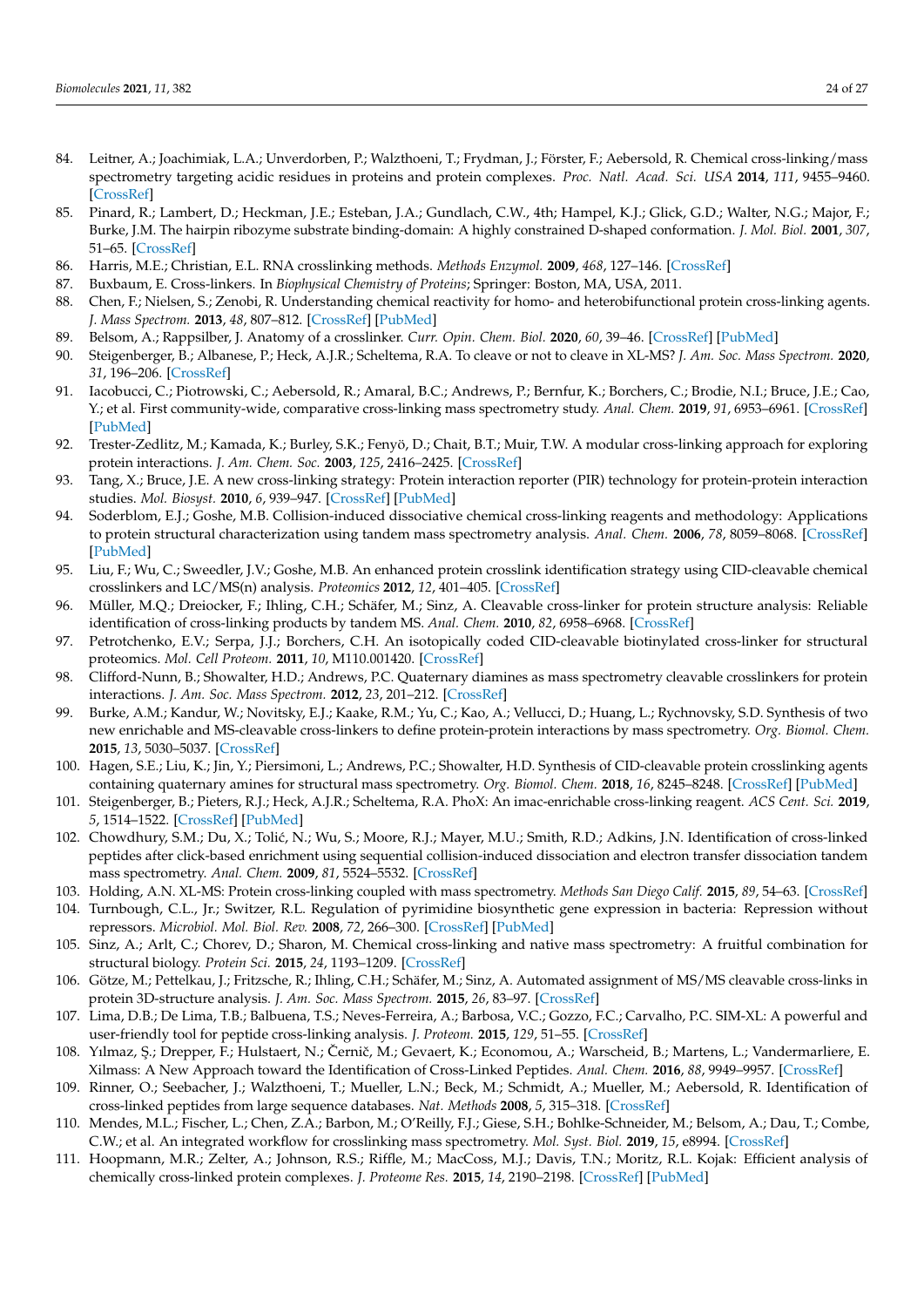84. Leitner, A.; Joachimiak, L.A.; Unverdorben, P.; Walzthoeni, T.; Frydman, J.; Förster, F.; Aebersold, R. Chemical cross-linking/mass spectrometry targeting acidic residues in proteins and protein complexes. *Proc. Natl. Acad. Sci. USA* **2014**, *111*, 9455–9460. [CrossRef]
85. Pinard, R.; Lambert, D.; Heckman, J.E.; Esteban, J.A.; Gundlach, C.W., 4th; Hampel, K.J.; Glick, G.D.; Walter, N.G.; Major, F.; Burke, J.M. The hairpin ribozyme substrate binding-domain: A highly constrained D-shaped conformation. *J. Mol. Biol.* **2001**, *307*, 51–65. [CrossRef]
86. Harris, M.E.; Christian, E.L. RNA crosslinking methods. *Methods Enzymol.* **2009**, *468*, 127–146. [CrossRef]
87. Buxbaum, E. Cross-linkers. In *Biophysical Chemistry of Proteins*; Springer: Boston, MA, USA, 2011.
88. Chen, F.; Nielsen, S.; Zenobi, R. Understanding chemical reactivity for homo- and heterobifunctional protein cross-linking agents. *J. Mass Spectrom.* **2013**, *48*, 807–812. [CrossRef] [PubMed]
89. Belsom, A.; Rappsilber, J. Anatomy of a crosslinker. *Curr. Opin. Chem. Biol.* **2020**, *60*, 39–46. [CrossRef] [PubMed]
90. Steigenberger, B.; Albanese, P.; Heck, A.J.R.; Scheltema, R.A. To cleave or not to cleave in XL-MS? *J. Am. Soc. Mass Spectrom.* **2020**, *31*, 196–206. [CrossRef]
91. Iacobucci, C.; Piotrowski, C.; Aebersold, R.; Amaral, B.C.; Andrews, P.; Bernfur, K.; Borchers, C.; Brodie, N.I.; Bruce, J.E.; Cao, Y.; et al. First community-wide, comparative cross-linking mass spectrometry study. *Anal. Chem.* **2019**, *91*, 6953–6961. [CrossRef] [PubMed]
92. Trester-Zedlitz, M.; Kamada, K.; Burley, S.K.; Fenyö, D.; Chait, B.T.; Muir, T.W. A modular cross-linking approach for exploring protein interactions. *J. Am. Chem. Soc.* **2003**, *125*, 2416–2425. [CrossRef]
93. Tang, X.; Bruce, J.E. A new cross-linking strategy: Protein interaction reporter (PIR) technology for protein-protein interaction studies. *Mol. Biosyst.* **2010**, *6*, 939–947. [CrossRef] [PubMed]
94. Soderblom, E.J.; Goshe, M.B. Collision-induced dissociative chemical cross-linking reagents and methodology: Applications to protein structural characterization using tandem mass spectrometry analysis. *Anal. Chem.* **2006**, *78*, 8059–8068. [CrossRef] [PubMed]
95. Liu, F.; Wu, C.; Sweedler, J.V.; Goshe, M.B. An enhanced protein crosslink identification strategy using CID-cleavable chemical crosslinkers and LC/MS(n) analysis. *Proteomics* **2012**, *12*, 401–405. [CrossRef]
96. Müller, M.Q.; Dreiocker, F.; Ihling, C.H.; Schäfer, M.; Sinz, A. Cleavable cross-linker for protein structure analysis: Reliable identification of cross-linking products by tandem MS. *Anal. Chem.* **2010**, *82*, 6958–6968. [CrossRef]
97. Petrotchenko, E.V.; Serpa, J.J.; Borchers, C.H. An isotopically coded CID-cleavable biotinylated cross-linker for structural proteomics. *Mol. Cell Proteom.* **2011**, *10*, M110.001420. [CrossRef]
98. Clifford-Nunn, B.; Showalter, H.D.; Andrews, P.C. Quaternary diamines as mass spectrometry cleavable crosslinkers for protein interactions. *J. Am. Soc. Mass Spectrom.* **2012**, *23*, 201–212. [CrossRef]
99. Burke, A.M.; Kandur, W.; Novitsky, E.J.; Kaake, R.M.; Yu, C.; Kao, A.; Vellucci, D.; Huang, L.; Rychnovsky, S.D. Synthesis of two new enrichable and MS-cleavable cross-linkers to define protein-protein interactions by mass spectrometry. *Org. Biomol. Chem.* **2015**, *13*, 5030–5037. [CrossRef]
100. Hagen, S.E.; Liu, K.; Jin, Y.; Piersimoni, L.; Andrews, P.C.; Showalter, H.D. Synthesis of CID-cleavable protein crosslinking agents containing quaternary amines for structural mass spectrometry. *Org. Biomol. Chem.* **2018**, *16*, 8245–8248. [CrossRef] [PubMed]
101. Steigenberger, B.; Pieters, R.J.; Heck, A.J.R.; Scheltema, R.A. PhoX: An imac-enrichable cross-linking reagent. *ACS Cent. Sci.* **2019**, *5*, 1514–1522. [CrossRef] [PubMed]
102. Chowdhury, S.M.; Du, X.; Tolić, N.; Wu, S.; Moore, R.J.; Mayer, M.U.; Smith, R.D.; Adkins, J.N. Identification of cross-linked peptides after click-based enrichment using sequential collision-induced dissociation and electron transfer dissociation tandem mass spectrometry. *Anal. Chem.* **2009**, *81*, 5524–5532. [CrossRef]
103. Holding, A.N. XL-MS: Protein cross-linking coupled with mass spectrometry. *Methods San Diego Calif.* **2015**, *89*, 54–63. [CrossRef]
104. Turnbough, C.L., Jr.; Switzer, R.L. Regulation of pyrimidine biosynthetic gene expression in bacteria: Repression without repressors. *Microbiol. Mol. Biol. Rev.* **2008**, *72*, 266–300. [CrossRef] [PubMed]
105. Sinz, A.; Arlt, C.; Chorev, D.; Sharon, M. Chemical cross-linking and native mass spectrometry: A fruitful combination for structural biology. *Protein Sci.* **2015**, *24*, 1193–1209. [CrossRef]
106. Götze, M.; Pettelkau, J.; Fritzsche, R.; Ihling, C.H.; Schäfer, M.; Sinz, A. Automated assignment of MS/MS cleavable cross-links in protein 3D-structure analysis. *J. Am. Soc. Mass Spectrom.* **2015**, *26*, 83–97. [CrossRef]
107. Lima, D.B.; De Lima, T.B.; Balbuena, T.S.; Neves-Ferreira, A.; Barbosa, V.C.; Gozzo, F.C.; Carvalho, P.C. SIM-XL: A powerful and user-friendly tool for peptide cross-linking analysis. *J. Proteom.* **2015**, *129*, 51–55. [CrossRef]
108. Yılmaz, Ş.; Drepper, F.; Hulstaert, N.; Černič, M.; Gevaert, K.; Economou, A.; Warscheid, B.; Martens, L.; Vandermarliere, E. Xilmass: A New Approach toward the Identification of Cross-Linked Peptides. *Anal. Chem.* **2016**, *88*, 9949–9957. [CrossRef]
109. Rinner, O.; Seebacher, J.; Walzthoeni, T.; Mueller, L.N.; Beck, M.; Schmidt, A.; Mueller, M.; Aebersold, R. Identification of cross-linked peptides from large sequence databases. *Nat. Methods* **2008**, *5*, 315–318. [CrossRef]
110. Mendes, M.L.; Fischer, L.; Chen, Z.A.; Barbon, M.; O'Reilly, F.J.; Giese, S.H.; Bohlke-Schneider, M.; Belsom, A.; Dau, T.; Combe, C.W.; et al. An integrated workflow for crosslinking mass spectrometry. *Mol. Syst. Biol.* **2019**, *15*, e8994. [CrossRef]
111. Hoopmann, M.R.; Zelter, A.; Johnson, R.S.; Riffle, M.; MacCoss, M.J.; Davis, T.N.; Moritz, R.L. Kojak: Efficient analysis of chemically cross-linked protein complexes. *J. Proteome Res.* **2015**, *14*, 2190–2198. [CrossRef] [PubMed]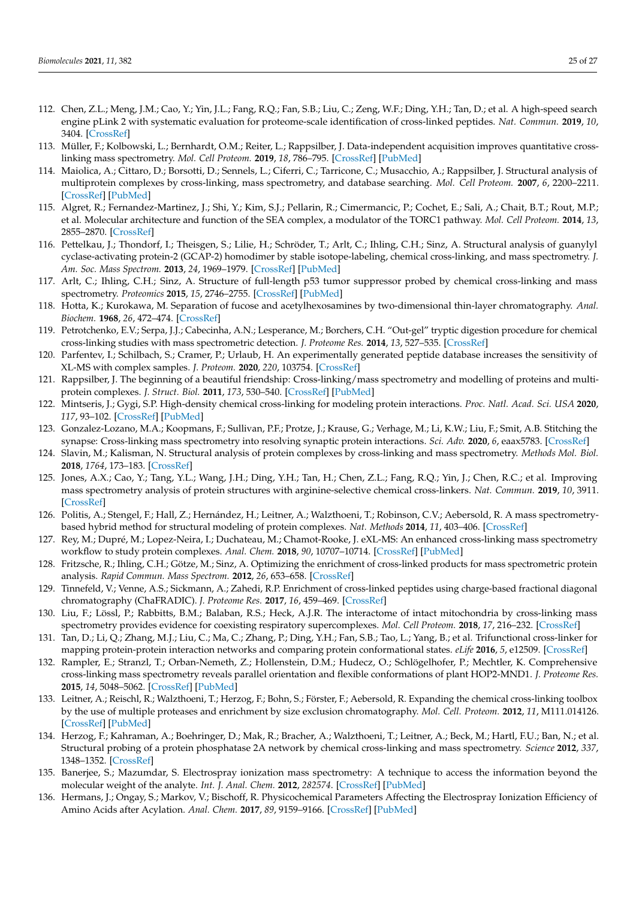112. Chen, Z.L.; Meng, J.M.; Cao, Y.; Yin, J.L.; Fang, R.Q.; Fan, S.B.; Liu, C.; Zeng, W.F.; Ding, Y.H.; Tan, D.; et al. A high-speed search engine pLink 2 with systematic evaluation for proteome-scale identification of cross-linked peptides. *Nat. Commun.* **2019**, *10*, 3404. [CrossRef]
113. Müller, F.; Kolbowski, L.; Bernhardt, O.M.; Reiter, L.; Rappsilber, J. Data-independent acquisition improves quantitative cross-linking mass spectrometry. *Mol. Cell Proteom.* **2019**, *18*, 786–795. [CrossRef] [PubMed]
114. Maiolica, A.; Cittaro, D.; Borsotti, D.; Sennels, L.; Ciferri, C.; Tarricone, C.; Musacchio, A.; Rappsilber, J. Structural analysis of multiprotein complexes by cross-linking, mass spectrometry, and database searching. *Mol. Cell Proteom.* **2007**, *6*, 2200–2211. [CrossRef] [PubMed]
115. Algret, R.; Fernandez-Martinez, J.; Shi, Y.; Kim, S.J.; Pellarin, R.; Cimermancic, P.; Cochet, E.; Sali, A.; Chait, B.T.; Rout, M.P.; et al. Molecular architecture and function of the SEA complex, a modulator of the TORC1 pathway. *Mol. Cell Proteom.* **2014**, *13*, 2855–2870. [CrossRef]
116. Pettelkau, J.; Thondorf, I.; Theisgen, S.; Lilie, H.; Schröder, T.; Arlt, C.; Ihling, C.H.; Sinz, A. Structural analysis of guanylyl cyclase-activating protein-2 (GCAP-2) homodimer by stable isotope-labeling, chemical cross-linking, and mass spectrometry. *J. Am. Soc. Mass Spectrom.* **2013**, *24*, 1969–1979. [CrossRef] [PubMed]
117. Arlt, C.; Ihling, C.H.; Sinz, A. Structure of full-length p53 tumor suppressor probed by chemical cross-linking and mass spectrometry. *Proteomics* **2015**, *15*, 2746–2755. [CrossRef] [PubMed]
118. Hotta, K.; Kurokawa, M. Separation of fucose and acetylhexosamines by two-dimensional thin-layer chromatography. *Anal. Biochem.* **1968**, *26*, 472–474. [CrossRef]
119. Petrotchenko, E.V.; Serpa, J.J.; Cabecinha, A.N.; Lesperance, M.; Borchers, C.H. "Out-gel" tryptic digestion procedure for chemical cross-linking studies with mass spectrometric detection. *J. Proteome Res.* **2014**, *13*, 527–535. [CrossRef]
120. Parfentev, I.; Schilbach, S.; Cramer, P.; Urlaub, H. An experimentally generated peptide database increases the sensitivity of XL-MS with complex samples. *J. Proteom.* **2020**, *220*, 103754. [CrossRef]
121. Rappsilber, J. The beginning of a beautiful friendship: Cross-linking/mass spectrometry and modelling of proteins and multi-protein complexes. *J. Struct. Biol.* **2011**, *173*, 530–540. [CrossRef] [PubMed]
122. Mintseris, J.; Gygi, S.P. High-density chemical cross-linking for modeling protein interactions. *Proc. Natl. Acad. Sci. USA* **2020**, *117*, 93–102. [CrossRef] [PubMed]
123. Gonzalez-Lozano, M.A.; Koopmans, F.; Sullivan, P.F.; Protze, J.; Krause, G.; Verhage, M.; Li, K.W.; Liu, F.; Smit, A.B. Stitching the synapse: Cross-linking mass spectrometry into resolving synaptic protein interactions. *Sci. Adv.* **2020**, *6*, eaax5783. [CrossRef]
124. Slavin, M.; Kalisman, N. Structural analysis of protein complexes by cross-linking and mass spectrometry. *Methods Mol. Biol.* **2018**, *1764*, 173–183. [CrossRef]
125. Jones, A.X.; Cao, Y.; Tang, Y.L.; Wang, J.H.; Ding, Y.H.; Tan, H.; Chen, Z.L.; Fang, R.Q.; Yin, J.; Chen, R.C.; et al. Improving mass spectrometry analysis of protein structures with arginine-selective chemical cross-linkers. *Nat. Commun.* **2019**, *10*, 3911. [CrossRef]
126. Politis, A.; Stengel, F.; Hall, Z.; Hernández, H.; Leitner, A.; Walzthoeni, T.; Robinson, C.V.; Aebersold, R. A mass spectrometry-based hybrid method for structural modeling of protein complexes. *Nat. Methods* **2014**, *11*, 403–406. [CrossRef]
127. Rey, M.; Dupré, M.; Lopez-Neira, I.; Duchateau, M.; Chamot-Rooke, J. eXL-MS: An enhanced cross-linking mass spectrometry workflow to study protein complexes. *Anal. Chem.* **2018**, *90*, 10707–10714. [CrossRef] [PubMed]
128. Fritzsche, R.; Ihling, C.H.; Götze, M.; Sinz, A. Optimizing the enrichment of cross-linked products for mass spectrometric protein analysis. *Rapid Commun. Mass Spectrom.* **2012**, *26*, 653–658. [CrossRef]
129. Tinnefeld, V.; Venne, A.S.; Sickmann, A.; Zahedi, R.P. Enrichment of cross-linked peptides using charge-based fractional diagonal chromatography (ChaFRADIC). *J. Proteome Res.* **2017**, *16*, 459–469. [CrossRef]
130. Liu, F.; Lössl, P.; Rabbitts, B.M.; Balaban, R.S.; Heck, A.J.R. The interactome of intact mitochondria by cross-linking mass spectrometry provides evidence for coexisting respiratory supercomplexes. *Mol. Cell Proteom.* **2018**, *17*, 216–232. [CrossRef]
131. Tan, D.; Li, Q.; Zhang, M.J.; Liu, C.; Ma, C.; Zhang, P.; Ding, Y.H.; Fan, S.B.; Tao, L.; Yang, B.; et al. Trifunctional cross-linker for mapping protein-protein interaction networks and comparing protein conformational states. *eLife* **2016**, *5*, e12509. [CrossRef]
132. Rampler, E.; Stranzl, T.; Orban-Nemeth, Z.; Hollenstein, D.M.; Hudecz, O.; Schlögelhofer, P.; Mechtler, K. Comprehensive cross-linking mass spectrometry reveals parallel orientation and flexible conformations of plant HOP2-MND1. *J. Proteome Res.* **2015**, *14*, 5048–5062. [CrossRef] [PubMed]
133. Leitner, A.; Reischl, R.; Walzthoeni, T.; Herzog, F.; Bohn, S.; Förster, F.; Aebersold, R. Expanding the chemical cross-linking toolbox by the use of multiple proteases and enrichment by size exclusion chromatography. *Mol. Cell. Proteom.* **2012**, *11*, M111.014126. [CrossRef] [PubMed]
134. Herzog, F.; Kahraman, A.; Boehringer, D.; Mak, R.; Bracher, A.; Walzthoeni, T.; Leitner, A.; Beck, M.; Hartl, F.U.; Ban, N.; et al. Structural probing of a protein phosphatase 2A network by chemical cross-linking and mass spectrometry. *Science* **2012**, *337*, 1348–1352. [CrossRef]
135. Banerjee, S.; Mazumdar, S. Electrospray ionization mass spectrometry: A technique to access the information beyond the molecular weight of the analyte. *Int. J. Anal. Chem.* **2012**, *282574*. [CrossRef] [PubMed]
136. Hermans, J.; Ongay, S.; Markov, V.; Bischoff, R. Physicochemical Parameters Affecting the Electrospray Ionization Efficiency of Amino Acids after Acylation. *Anal. Chem.* **2017**, *89*, 9159–9166. [CrossRef] [PubMed]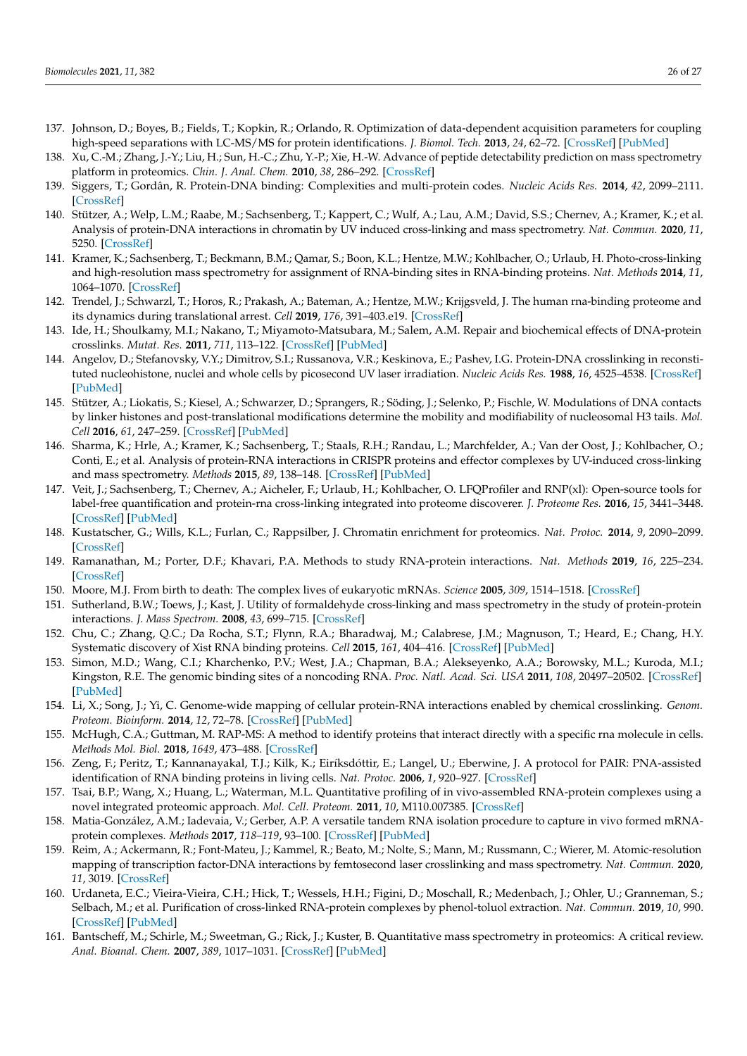137. Johnson, D.; Boyes, B.; Fields, T.; Kopkin, R.; Orlando, R. Optimization of data-dependent acquisition parameters for coupling high-speed separations with LC-MS/MS for protein identifications. *J. Biomol. Tech.* **2013**, *24*, 62–72. [CrossRef] [PubMed]
138. Xu, C.-M.; Zhang, J.-Y.; Liu, H.; Sun, H.-C.; Zhu, Y.-P.; Xie, H.-W. Advance of peptide detectability prediction on mass spectrometry platform in proteomics. *Chin. J. Anal. Chem.* **2010**, *38*, 286–292. [CrossRef]
139. Siggers, T.; Gordân, R. Protein-DNA binding: Complexities and multi-protein codes. *Nucleic Acids Res.* **2014**, *42*, 2099–2111. [CrossRef]
140. Stützer, A.; Welp, L.M.; Raabe, M.; Sachsenberg, T.; Kappert, C.; Wulf, A.; Lau, A.M.; David, S.S.; Chernev, A.; Kramer, K.; et al. Analysis of protein-DNA interactions in chromatin by UV induced cross-linking and mass spectrometry. *Nat. Commun.* **2020**, *11*, 5250. [CrossRef]
141. Kramer, K.; Sachsenberg, T.; Beckmann, B.M.; Qamar, S.; Boon, K.L.; Hentze, M.W.; Kohlbacher, O.; Urlaub, H. Photo-cross-linking and high-resolution mass spectrometry for assignment of RNA-binding sites in RNA-binding proteins. *Nat. Methods* **2014**, *11*, 1064–1070. [CrossRef]
142. Trendel, J.; Schwarzl, T.; Horos, R.; Prakash, A.; Bateman, A.; Hentze, M.W.; Krijgsveld, J. The human rna-binding proteome and its dynamics during translational arrest. *Cell* **2019**, *176*, 391–403.e19. [CrossRef]
143. Ide, H.; Shoulkamy, M.I.; Nakano, T.; Miyamoto-Matsubara, M.; Salem, A.M. Repair and biochemical effects of DNA-protein crosslinks. *Mutat. Res.* **2011**, *711*, 113–122. [CrossRef] [PubMed]
144. Angelov, D.; Stefanovsky, V.Y.; Dimitrov, S.I.; Russanova, V.R.; Keskinova, E.; Pashev, I.G. Protein-DNA crosslinking in reconstituted nucleohistone, nuclei and whole cells by picosecond UV laser irradiation. *Nucleic Acids Res.* **1988**, *16*, 4525–4538. [CrossRef] [PubMed]
145. Stützer, A.; Liokatis, S.; Kiesel, A.; Schwarzer, D.; Sprangers, R.; Söding, J.; Selenko, P.; Fischle, W. Modulations of DNA contacts by linker histones and post-translational modifications determine the mobility and modifiability of nucleosomal H3 tails. *Mol. Cell* **2016**, *61*, 247–259. [CrossRef] [PubMed]
146. Sharma, K.; Hrle, A.; Kramer, K.; Sachsenberg, T.; Staals, R.H.; Randau, L.; Marchfelder, A.; Van der Oost, J.; Kohlbacher, O.; Conti, E.; et al. Analysis of protein-RNA interactions in CRISPR proteins and effector complexes by UV-induced cross-linking and mass spectrometry. *Methods* **2015**, *89*, 138–148. [CrossRef] [PubMed]
147. Veit, J.; Sachsenberg, T.; Chernev, A.; Aicheler, F.; Urlaub, H.; Kohlbacher, O. LFQProfiler and RNP(xl): Open-source tools for label-free quantification and protein-rna cross-linking integrated into proteome discoverer. *J. Proteome Res.* **2016**, *15*, 3441–3448. [CrossRef] [PubMed]
148. Kustatscher, G.; Wills, K.L.; Furlan, C.; Rappsilber, J. Chromatin enrichment for proteomics. *Nat. Protoc.* **2014**, *9*, 2090–2099. [CrossRef]
149. Ramanathan, M.; Porter, D.F.; Khavari, P.A. Methods to study RNA-protein interactions. *Nat. Methods* **2019**, *16*, 225–234. [CrossRef]
150. Moore, M.J. From birth to death: The complex lives of eukaryotic mRNAs. *Science* **2005**, *309*, 1514–1518. [CrossRef]
151. Sutherland, B.W.; Toews, J.; Kast, J. Utility of formaldehyde cross-linking and mass spectrometry in the study of protein-protein interactions. *J. Mass Spectrom.* **2008**, *43*, 699–715. [CrossRef]
152. Chu, C.; Zhang, Q.C.; Da Rocha, S.T.; Flynn, R.A.; Bharadwaj, M.; Calabrese, J.M.; Magnuson, T.; Heard, E.; Chang, H.Y. Systematic discovery of Xist RNA binding proteins. *Cell* **2015**, *161*, 404–416. [CrossRef] [PubMed]
153. Simon, M.D.; Wang, C.I.; Kharchenko, P.V.; West, J.A.; Chapman, B.A.; Alekseyenko, A.A.; Borowsky, M.L.; Kuroda, M.I.; Kingston, R.E. The genomic binding sites of a noncoding RNA. *Proc. Natl. Acad. Sci. USA* **2011**, *108*, 20497–20502. [CrossRef] [PubMed]
154. Li, X.; Song, J.; Yi, C. Genome-wide mapping of cellular protein-RNA interactions enabled by chemical crosslinking. *Genom. Proteom. Bioinform.* **2014**, *12*, 72–78. [CrossRef] [PubMed]
155. McHugh, C.A.; Guttman, M. RAP-MS: A method to identify proteins that interact directly with a specific rna molecule in cells. *Methods Mol. Biol.* **2018**, *1649*, 473–488. [CrossRef]
156. Zeng, F.; Peritz, T.; Kannanayakal, T.J.; Kilk, K.; Eiríksdóttir, E.; Langel, U.; Eberwine, J. A protocol for PAIR: PNA-assisted identification of RNA binding proteins in living cells. *Nat. Protoc.* **2006**, *1*, 920–927. [CrossRef]
157. Tsai, B.P.; Wang, X.; Huang, L.; Waterman, M.L. Quantitative profiling of in vivo-assembled RNA-protein complexes using a novel integrated proteomic approach. *Mol. Cell. Proteom.* **2011**, *10*, M110.007385. [CrossRef]
158. Matia-González, A.M.; Iadevaia, V.; Gerber, A.P. A versatile tandem RNA isolation procedure to capture in vivo formed mRNA-protein complexes. *Methods* **2017**, *118–119*, 93–100. [CrossRef] [PubMed]
159. Reim, A.; Ackermann, R.; Font-Mateu, J.; Kammel, R.; Beato, M.; Nolte, S.; Mann, M.; Russmann, C.; Wierer, M. Atomic-resolution mapping of transcription factor-DNA interactions by femtosecond laser crosslinking and mass spectrometry. *Nat. Commun.* **2020**, *11*, 3019. [CrossRef]
160. Urdaneta, E.C.; Vieira-Vieira, C.H.; Hick, T.; Wessels, H.H.; Figini, D.; Moschall, R.; Medenbach, J.; Ohler, U.; Granneman, S.; Selbach, M.; et al. Purification of cross-linked RNA-protein complexes by phenol-toluol extraction. *Nat. Commun.* **2019**, *10*, 990. [CrossRef] [PubMed]
161. Bantscheff, M.; Schirle, M.; Sweetman, G.; Rick, J.; Kuster, B. Quantitative mass spectrometry in proteomics: A critical review. *Anal. Bioanal. Chem.* **2007**, *389*, 1017–1031. [CrossRef] [PubMed]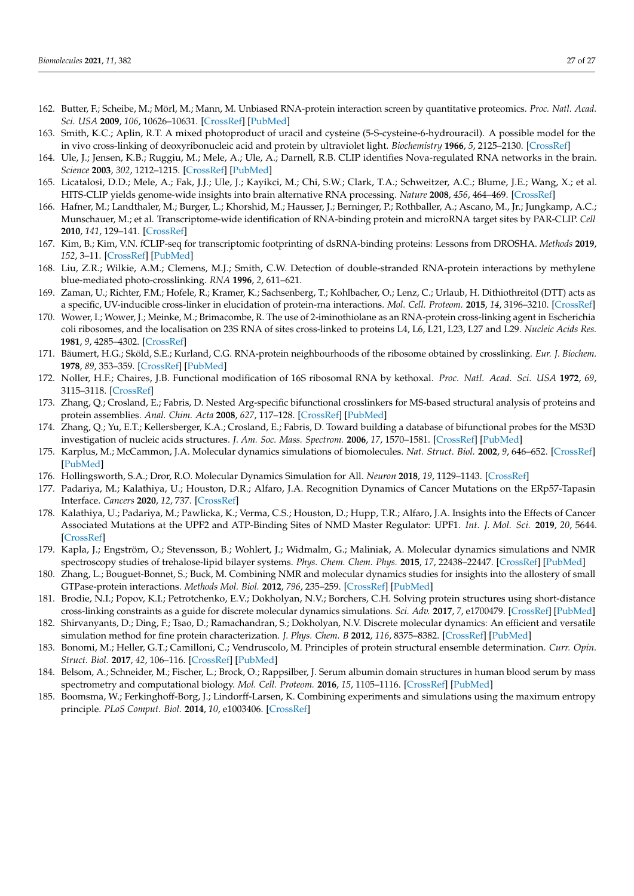162. Butter, F.; Scheibe, M.; Mörl, M.; Mann, M. Unbiased RNA-protein interaction screen by quantitative proteomics. *Proc. Natl. Acad. Sci. USA* **2009**, *106*, 10626–10631. [CrossRef] [PubMed]
163. Smith, K.C.; Aplin, R.T. A mixed photoproduct of uracil and cysteine (5-S-cysteine-6-hydrouracil). A possible model for the in vivo cross-linking of deoxyribonucleic acid and protein by ultraviolet light. *Biochemistry* **1966**, *5*, 2125–2130. [CrossRef]
164. Ule, J.; Jensen, K.B.; Ruggiu, M.; Mele, A.; Ule, A.; Darnell, R.B. CLIP identifies Nova-regulated RNA networks in the brain. *Science* **2003**, *302*, 1212–1215. [CrossRef] [PubMed]
165. Licatalosi, D.D.; Mele, A.; Fak, J.J.; Ule, J.; Kayikci, M.; Chi, S.W.; Clark, T.A.; Schweitzer, A.C.; Blume, J.E.; Wang, X.; et al. HITS-CLIP yields genome-wide insights into brain alternative RNA processing. *Nature* **2008**, *456*, 464–469. [CrossRef]
166. Hafner, M.; Landthaler, M.; Burger, L.; Khorshid, M.; Hausser, J.; Berninger, P.; Rothballer, A.; Ascano, M., Jr.; Jungkamp, A.C.; Munschauer, M.; et al. Transcriptome-wide identification of RNA-binding protein and microRNA target sites by PAR-CLIP. *Cell* **2010**, *141*, 129–141. [CrossRef]
167. Kim, B.; Kim, V.N. fCLIP-seq for transcriptomic footprinting of dsRNA-binding proteins: Lessons from DROSHA. *Methods* **2019**, *152*, 3–11. [CrossRef] [PubMed]
168. Liu, Z.R.; Wilkie, A.M.; Clemens, M.J.; Smith, C.W. Detection of double-stranded RNA-protein interactions by methylene blue-mediated photo-crosslinking. *RNA* **1996**, *2*, 611–621.
169. Zaman, U.; Richter, F.M.; Hofele, R.; Kramer, K.; Sachsenberg, T.; Kohlbacher, O.; Lenz, C.; Urlaub, H. Dithiothreitol (DTT) acts as a specific, UV-inducible cross-linker in elucidation of protein-rna interactions. *Mol. Cell. Proteom.* **2015**, *14*, 3196–3210. [CrossRef]
170. Wower, I.; Wower, J.; Meinke, M.; Brimacombe, R. The use of 2-iminothiolane as an RNA-protein cross-linking agent in Escherichia coli ribosomes, and the localisation on 23S RNA of sites cross-linked to proteins L4, L6, L21, L23, L27 and L29. *Nucleic Acids Res.* **1981**, *9*, 4285–4302. [CrossRef]
171. Bäumert, H.G.; Sköld, S.E.; Kurland, C.G. RNA-protein neighbourhoods of the ribosome obtained by crosslinking. *Eur. J. Biochem.* **1978**, *89*, 353–359. [CrossRef] [PubMed]
172. Noller, H.F.; Chaires, J.B. Functional modification of 16S ribosomal RNA by kethoxal. *Proc. Natl. Acad. Sci. USA* **1972**, *69*, 3115–3118. [CrossRef]
173. Zhang, Q.; Crosland, E.; Fabris, D. Nested Arg-specific bifunctional crosslinkers for MS-based structural analysis of proteins and protein assemblies. *Anal. Chim. Acta* **2008**, *627*, 117–128. [CrossRef] [PubMed]
174. Zhang, Q.; Yu, E.T.; Kellersberger, K.A.; Crosland, E.; Fabris, D. Toward building a database of bifunctional probes for the MS3D investigation of nucleic acids structures. *J. Am. Soc. Mass. Spectrom.* **2006**, *17*, 1570–1581. [CrossRef] [PubMed]
175. Karplus, M.; McCammon, J.A. Molecular dynamics simulations of biomolecules. *Nat. Struct. Biol.* **2002**, *9*, 646–652. [CrossRef] [PubMed]
176. Hollingsworth, S.A.; Dror, R.O. Molecular Dynamics Simulation for All. *Neuron* **2018**, *19*, 1129–1143. [CrossRef]
177. Padariya, M.; Kalathiya, U.; Houston, D.R.; Alfaro, J.A. Recognition Dynamics of Cancer Mutations on the ERp57-Tapasin Interface. *Cancers* **2020**, *12*, 737. [CrossRef]
178. Kalathiya, U.; Padariya, M.; Pawlicka, K.; Verma, C.S.; Houston, D.; Hupp, T.R.; Alfaro, J.A. Insights into the Effects of Cancer Associated Mutations at the UPF2 and ATP-Binding Sites of NMD Master Regulator: UPF1. *Int. J. Mol. Sci.* **2019**, *20*, 5644. [CrossRef]
179. Kapla, J.; Engström, O.; Stevensson, B.; Wohlert, J.; Widmalm, G.; Maliniak, A. Molecular dynamics simulations and NMR spectroscopy studies of trehalose-lipid bilayer systems. *Phys. Chem. Chem. Phys.* **2015**, *17*, 22438–22447. [CrossRef] [PubMed]
180. Zhang, L.; Bouguet-Bonnet, S.; Buck, M. Combining NMR and molecular dynamics studies for insights into the allostery of small GTPase-protein interactions. *Methods Mol. Biol.* **2012**, *796*, 235–259. [CrossRef] [PubMed]
181. Brodie, N.I.; Popov, K.I.; Petrotchenko, E.V.; Dokholyan, N.V.; Borchers, C.H. Solving protein structures using short-distance cross-linking constraints as a guide for discrete molecular dynamics simulations. *Sci. Adv.* **2017**, *7*, e1700479. [CrossRef] [PubMed]
182. Shirvanyants, D.; Ding, F.; Tsao, D.; Ramachandran, S.; Dokholyan, N.V. Discrete molecular dynamics: An efficient and versatile simulation method for fine protein characterization. *J. Phys. Chem. B* **2012**, *116*, 8375–8382. [CrossRef] [PubMed]
183. Bonomi, M.; Heller, G.T.; Camilloni, C.; Vendruscolo, M. Principles of protein structural ensemble determination. *Curr. Opin. Struct. Biol.* **2017**, *42*, 106–116. [CrossRef] [PubMed]
184. Belsom, A.; Schneider, M.; Fischer, L.; Brock, O.; Rappsilber, J. Serum albumin domain structures in human blood serum by mass spectrometry and computational biology. *Mol. Cell. Proteom.* **2016**, *15*, 1105–1116. [CrossRef] [PubMed]
185. Boomsma, W.; Ferkinghoff-Borg, J.; Lindorff-Larsen, K. Combining experiments and simulations using the maximum entropy principle. *PLoS Comput. Biol.* **2014**, *10*, e1003406. [CrossRef]